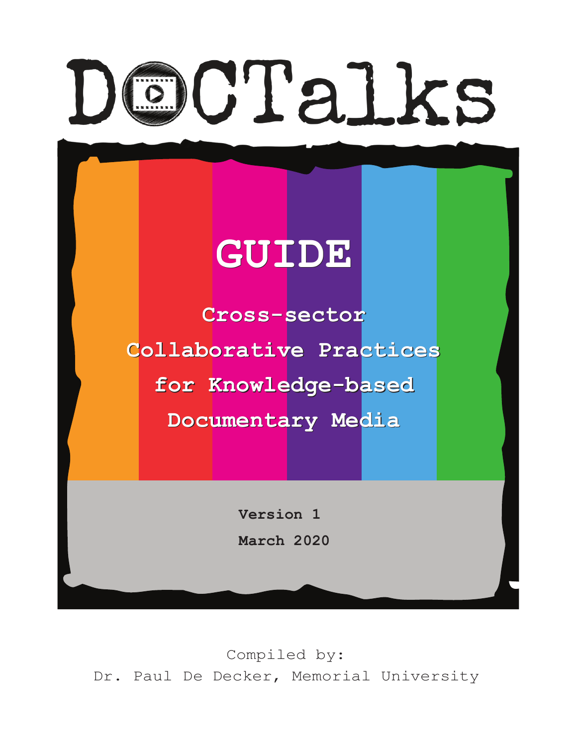# DOCTalks

## GUIDE

**Cross-sector Collaborative Practices for Knowledge-based Documentary Media**

**Version 1**

**March 2020**

Compiled by:
Dr. Paul De Decker, Memorial University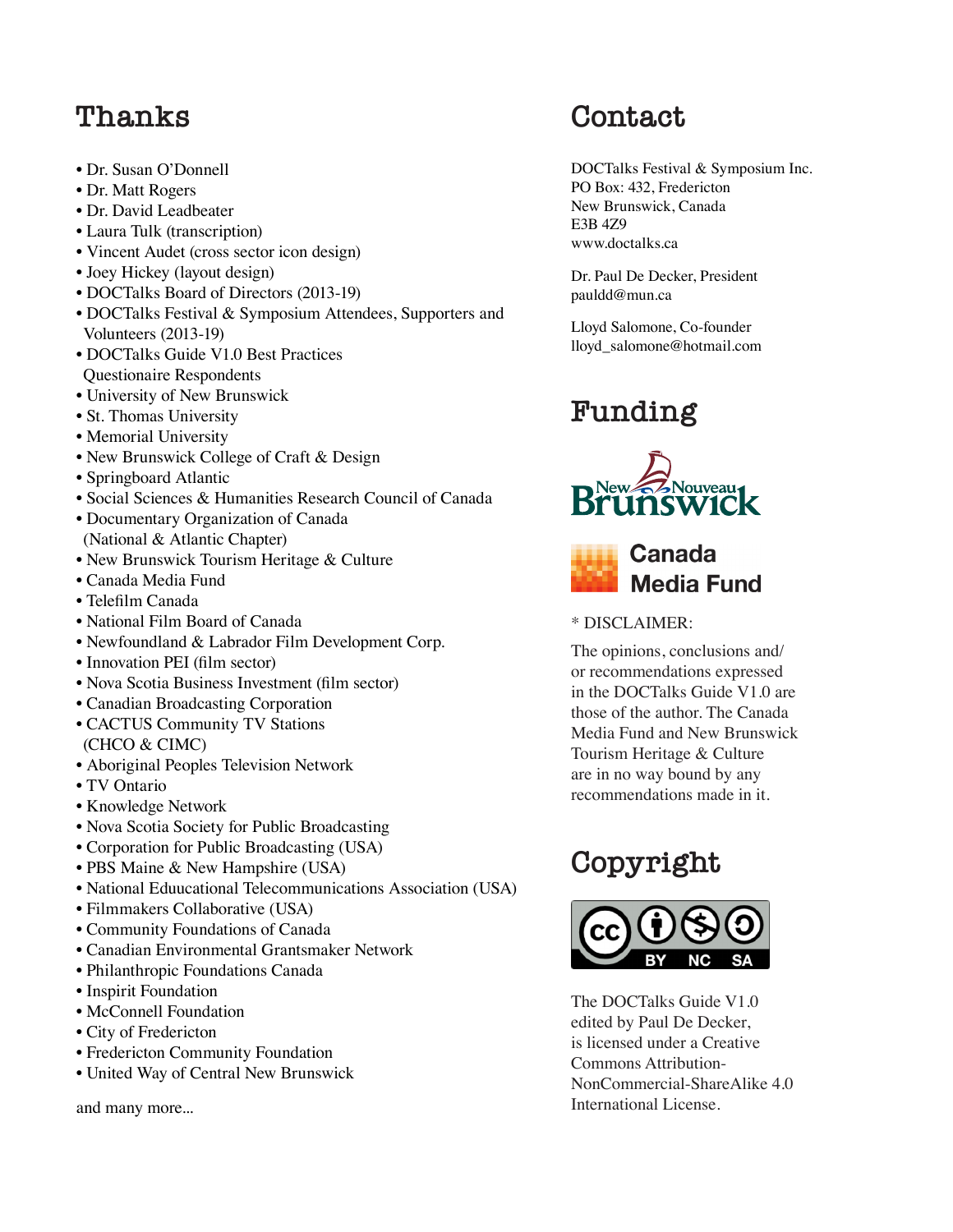## Thanks

- Dr. Susan O'Donnell
- Dr. Matt Rogers
- Dr. David Leadbeater
- Laura Tulk (transcription)
- Vincent Audet (cross sector icon design)
- Joey Hickey (layout design)
- DOCTalks Board of Directors (2013-19)
- DOCTalks Festival & Symposium Attendees, Supporters and Volunteers (2013-19)
- DOCTalks Guide V1.0 Best Practices Questionaire Respondents
- University of New Brunswick
- St. Thomas University
- Memorial University
- New Brunswick College of Craft & Design
- Springboard Atlantic
- Social Sciences & Humanities Research Council of Canada
- Documentary Organization of Canada (National & Atlantic Chapter)
- New Brunswick Tourism Heritage & Culture
- Canada Media Fund
- Telefilm Canada
- National Film Board of Canada
- Newfoundland & Labrador Film Development Corp.
- Innovation PEI (film sector)
- Nova Scotia Business Investment (film sector)
- Canadian Broadcasting Corporation
- CACTUS Community TV Stations (CHCO & CIMC)
- Aboriginal Peoples Television Network
- TV Ontario
- Knowledge Network
- Nova Scotia Society for Public Broadcasting
- Corporation for Public Broadcasting (USA)
- PBS Maine & New Hampshire (USA)
- National Eduucational Telecommunications Association (USA)
- Filmmakers Collaborative (USA)
- Community Foundations of Canada
- Canadian Environmental Grantsmaker Network
- Philanthropic Foundations Canada
- Inspirit Foundation
- McConnell Foundation
- City of Fredericton
- Fredericton Community Foundation
- United Way of Central New Brunswick

and many more...

## Contact

DOCTalks Festival & Symposium Inc.
PO Box: 432, Fredericton
New Brunswick, Canada
E3B 4Z9
www.doctalks.ca

Dr. Paul De Decker, President
pauldd@mun.ca

Lloyd Salomone, Co-founder
lloyd_salomone@hotmail.com

## Funding

New Nouveau Brunswick

Canada Media Fund

* DISCLAIMER:

The opinions, conclusions and/or recommendations expressed in the DOCTalks Guide V1.0 are those of the author. The Canada Media Fund and New Brunswick Tourism Heritage & Culture are in no way bound by any recommendations made in it.

## Copyright

CC BY NC SA

The DOCTalks Guide V1.0 edited by Paul De Decker, is licensed under a Creative Commons Attribution-NonCommercial-ShareAlike 4.0 International License.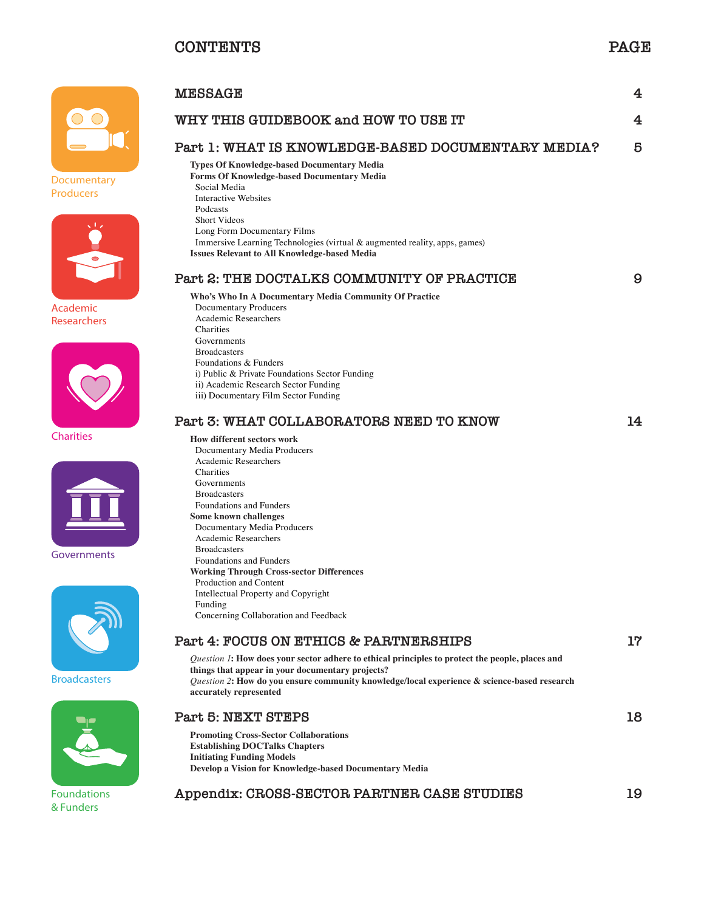# CONTENTS

Documentary Producers

Academic Researchers

Charities

Governments

Broadcasters

Foundations & Funders

| CONTENTS | PAGE |
|---|---|
| **MESSAGE** | 4 |
| **WHY THIS GUIDEBOOK and HOW TO USE IT** | 4 |
| **Part 1: WHAT IS KNOWLEDGE-BASED DOCUMENTARY MEDIA?** | 5 |
| **Part 2: THE DOCTALKS COMMUNITY OF PRACTICE** | 9 |
| **Part 3: WHAT COLLABORATORS NEED TO KNOW** | 14 |
| **Part 4: FOCUS ON ETHICS & PARTNERSHIPS** | 17 |
| **Part 5: NEXT STEPS** | 18 |
| **Appendix: CROSS-SECTOR PARTNER CASE STUDIES** | 19 |

## MESSAGE — 4

## WHY THIS GUIDEBOOK and HOW TO USE IT — 4

## Part 1: WHAT IS KNOWLEDGE-BASED DOCUMENTARY MEDIA? — 5

**Types Of Knowledge-based Documentary Media**

**Forms Of Knowledge-based Documentary Media**

- Social Media
- Interactive Websites
- Podcasts
- Short Videos
- Long Form Documentary Films
- Immersive Learning Technologies (virtual & augmented reality, apps, games)

**Issues Relevant to All Knowledge-based Media**

## Part 2: THE DOCTALKS COMMUNITY OF PRACTICE — 9

**Who's Who In A Documentary Media Community Of Practice**

- Documentary Producers
- Academic Researchers
- Charities
- Governments
- Broadcasters
- Foundations & Funders
- i) Public & Private Foundations Sector Funding
- ii) Academic Research Sector Funding
- iii) Documentary Film Sector Funding

## Part 3: WHAT COLLABORATORS NEED TO KNOW — 14

**How different sectors work**

- Documentary Media Producers
- Academic Researchers
- Charities
- Governments
- Broadcasters
- Foundations and Funders

**Some known challenges**

- Documentary Media Producers
- Academic Researchers
- Broadcasters
- Foundations and Funders

**Working Through Cross-sector Differences**

- Production and Content
- Intellectual Property and Copyright
- Funding
- Concerning Collaboration and Feedback

## Part 4: FOCUS ON ETHICS & PARTNERSHIPS — 17

*Question 1*: **How does your sector adhere to ethical principles to protect the people, places and things that appear in your documentary projects?**

*Question 2*: **How do you ensure community knowledge/local experience & science-based research accurately represented**

## Part 5: NEXT STEPS — 18

**Promoting Cross-Sector Collaborations**

**Establishing DOCTalks Chapters**

**Initiating Funding Models**

**Develop a Vision for Knowledge-based Documentary Media**

## Appendix: CROSS-SECTOR PARTNER CASE STUDIES — 19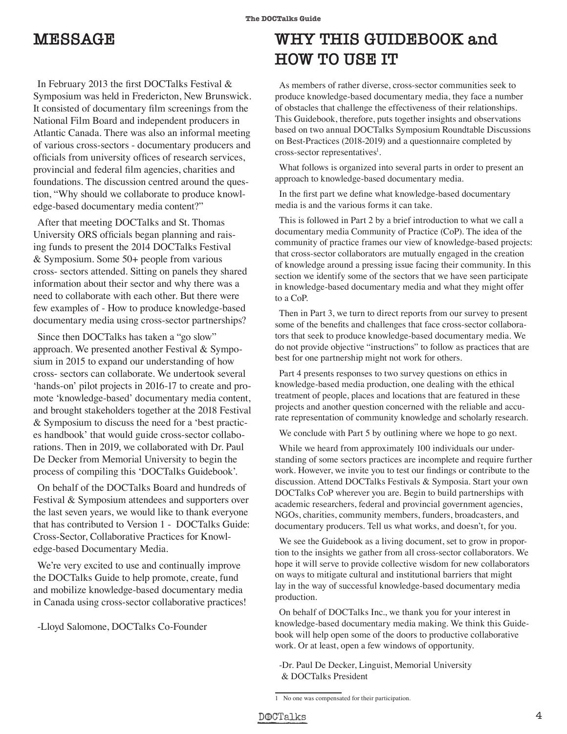# MESSAGE

In February 2013 the first DOCTalks Festival & Symposium was held in Fredericton, New Brunswick. It consisted of documentary film screenings from the National Film Board and independent producers in Atlantic Canada. There was also an informal meeting of various cross-sectors - documentary producers and officials from university offices of research services, provincial and federal film agencies, charities and foundations. The discussion centred around the question, "Why should we collaborate to produce knowledge-based documentary media content?"

After that meeting DOCTalks and St. Thomas University ORS officials began planning and raising funds to present the 2014 DOCTalks Festival & Symposium. Some 50+ people from various cross- sectors attended. Sitting on panels they shared information about their sector and why there was a need to collaborate with each other. But there were few examples of - How to produce knowledge-based documentary media using cross-sector partnerships?

Since then DOCTalks has taken a "go slow" approach. We presented another Festival & Symposium in 2015 to expand our understanding of how cross- sectors can collaborate. We undertook several 'hands-on' pilot projects in 2016-17 to create and promote 'knowledge-based' documentary media content, and brought stakeholders together at the 2018 Festival & Symposium to discuss the need for a 'best practices handbook' that would guide cross-sector collaborations. Then in 2019, we collaborated with Dr. Paul De Decker from Memorial University to begin the process of compiling this 'DOCTalks Guidebook'.

On behalf of the DOCTalks Board and hundreds of Festival & Symposium attendees and supporters over the last seven years, we would like to thank everyone that has contributed to Version 1 - DOCTalks Guide: Cross-Sector, Collaborative Practices for Knowledge-based Documentary Media.

We're very excited to use and continually improve the DOCTalks Guide to help promote, create, fund and mobilize knowledge-based documentary media in Canada using cross-sector collaborative practices!

-Lloyd Salomone, DOCTalks Co-Founder

# WHY THIS GUIDEBOOK and HOW TO USE IT

As members of rather diverse, cross-sector communities seek to produce knowledge-based documentary media, they face a number of obstacles that challenge the effectiveness of their relationships. This Guidebook, therefore, puts together insights and observations based on two annual DOCTalks Symposium Roundtable Discussions on Best-Practices (2018-2019) and a questionnaire completed by cross-sector representatives[1].

What follows is organized into several parts in order to present an approach to knowledge-based documentary media.

In the first part we define what knowledge-based documentary media is and the various forms it can take.

This is followed in Part 2 by a brief introduction to what we call a documentary media Community of Practice (CoP). The idea of the community of practice frames our view of knowledge-based projects: that cross-sector collaborators are mutually engaged in the creation of knowledge around a pressing issue facing their community. In this section we identify some of the sectors that we have seen participate in knowledge-based documentary media and what they might offer to a CoP.

Then in Part 3, we turn to direct reports from our survey to present some of the benefits and challenges that face cross-sector collaborators that seek to produce knowledge-based documentary media. We do not provide objective "instructions" to follow as practices that are best for one partnership might not work for others.

Part 4 presents responses to two survey questions on ethics in knowledge-based media production, one dealing with the ethical treatment of people, places and locations that are featured in these projects and another question concerned with the reliable and accurate representation of community knowledge and scholarly research.

We conclude with Part 5 by outlining where we hope to go next.

While we heard from approximately 100 individuals our understanding of some sectors practices are incomplete and require further work. However, we invite you to test our findings or contribute to the discussion. Attend DOCTalks Festivals & Symposia. Start your own DOCTalks CoP wherever you are. Begin to build partnerships with academic researchers, federal and provincial government agencies, NGOs, charities, community members, funders, broadcasters, and documentary producers. Tell us what works, and doesn't, for you.

We see the Guidebook as a living document, set to grow in proportion to the insights we gather from all cross-sector collaborators. We hope it will serve to provide collective wisdom for new collaborators on ways to mitigate cultural and institutional barriers that might lay in the way of successful knowledge-based documentary media production.

On behalf of DOCTalks Inc., we thank you for your interest in knowledge-based documentary media making. We think this Guidebook will help open some of the doors to productive collaborative work. Or at least, open a few windows of opportunity.

-Dr. Paul De Decker, Linguist, Memorial University & DOCTalks President

---

[1] No one was compensated for their participation.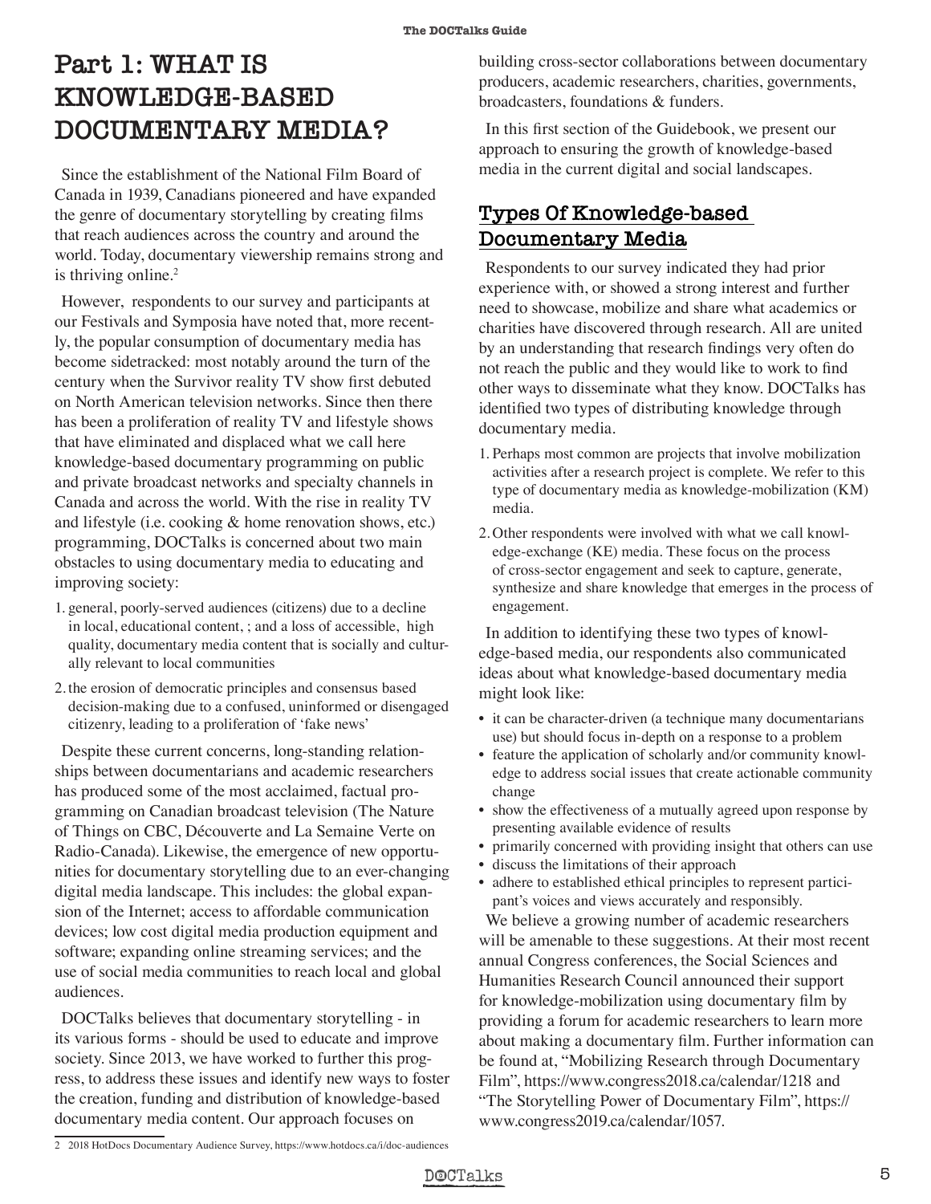# Part 1: WHAT IS KNOWLEDGE-BASED DOCUMENTARY MEDIA?

Since the establishment of the National Film Board of Canada in 1939, Canadians pioneered and have expanded the genre of documentary storytelling by creating films that reach audiences across the country and around the world. Today, documentary viewership remains strong and is thriving online.[2]

However, respondents to our survey and participants at our Festivals and Symposia have noted that, more recently, the popular consumption of documentary media has become sidetracked: most notably around the turn of the century when the Survivor reality TV show first debuted on North American television networks. Since then there has been a proliferation of reality TV and lifestyle shows that have eliminated and displaced what we call here knowledge-based documentary programming on public and private broadcast networks and specialty channels in Canada and across the world. With the rise in reality TV and lifestyle (i.e. cooking & home renovation shows, etc.) programming, DOCTalks is concerned about two main obstacles to using documentary media to educating and improving society:

1. general, poorly-served audiences (citizens) due to a decline in local, educational content, ; and a loss of accessible, high quality, documentary media content that is socially and culturally relevant to local communities
2. the erosion of democratic principles and consensus based decision-making due to a confused, uninformed or disengaged citizenry, leading to a proliferation of 'fake news'

Despite these current concerns, long-standing relationships between documentarians and academic researchers has produced some of the most acclaimed, factual programming on Canadian broadcast television (The Nature of Things on CBC, Découverte and La Semaine Verte on Radio-Canada). Likewise, the emergence of new opportunities for documentary storytelling due to an ever-changing digital media landscape. This includes: the global expansion of the Internet; access to affordable communication devices; low cost digital media production equipment and software; expanding online streaming services; and the use of social media communities to reach local and global audiences.

DOCTalks believes that documentary storytelling - in its various forms - should be used to educate and improve society. Since 2013, we have worked to further this progress, to address these issues and identify new ways to foster the creation, funding and distribution of knowledge-based documentary media content. Our approach focuses on building cross-sector collaborations between documentary producers, academic researchers, charities, governments, broadcasters, foundations & funders.

In this first section of the Guidebook, we present our approach to ensuring the growth of knowledge-based media in the current digital and social landscapes.

## Types Of Knowledge-based Documentary Media

Respondents to our survey indicated they had prior experience with, or showed a strong interest and further need to showcase, mobilize and share what academics or charities have discovered through research. All are united by an understanding that research findings very often do not reach the public and they would like to work to find other ways to disseminate what they know. DOCTalks has identified two types of distributing knowledge through documentary media.

1. Perhaps most common are projects that involve mobilization activities after a research project is complete. We refer to this type of documentary media as knowledge-mobilization (KM) media.
2. Other respondents were involved with what we call knowledge-exchange (KE) media. These focus on the process of cross-sector engagement and seek to capture, generate, synthesize and share knowledge that emerges in the process of engagement.

In addition to identifying these two types of knowledge-based media, our respondents also communicated ideas about what knowledge-based documentary media might look like:

- it can be character-driven (a technique many documentarians use) but should focus in-depth on a response to a problem
- feature the application of scholarly and/or community knowledge to address social issues that create actionable community change
- show the effectiveness of a mutually agreed upon response by presenting available evidence of results
- primarily concerned with providing insight that others can use
- discuss the limitations of their approach
- adhere to established ethical principles to represent participant's voices and views accurately and responsibly.

We believe a growing number of academic researchers will be amenable to these suggestions. At their most recent annual Congress conferences, the Social Sciences and Humanities Research Council announced their support for knowledge-mobilization using documentary film by providing a forum for academic researchers to learn more about making a documentary film. Further information can be found at, "Mobilizing Research through Documentary Film", https://www.congress2018.ca/calendar/1218 and "The Storytelling Power of Documentary Film", https://www.congress2019.ca/calendar/1057.

---

2 2018 HotDocs Documentary Audience Survey, https://www.hotdocs.ca/i/doc-audiences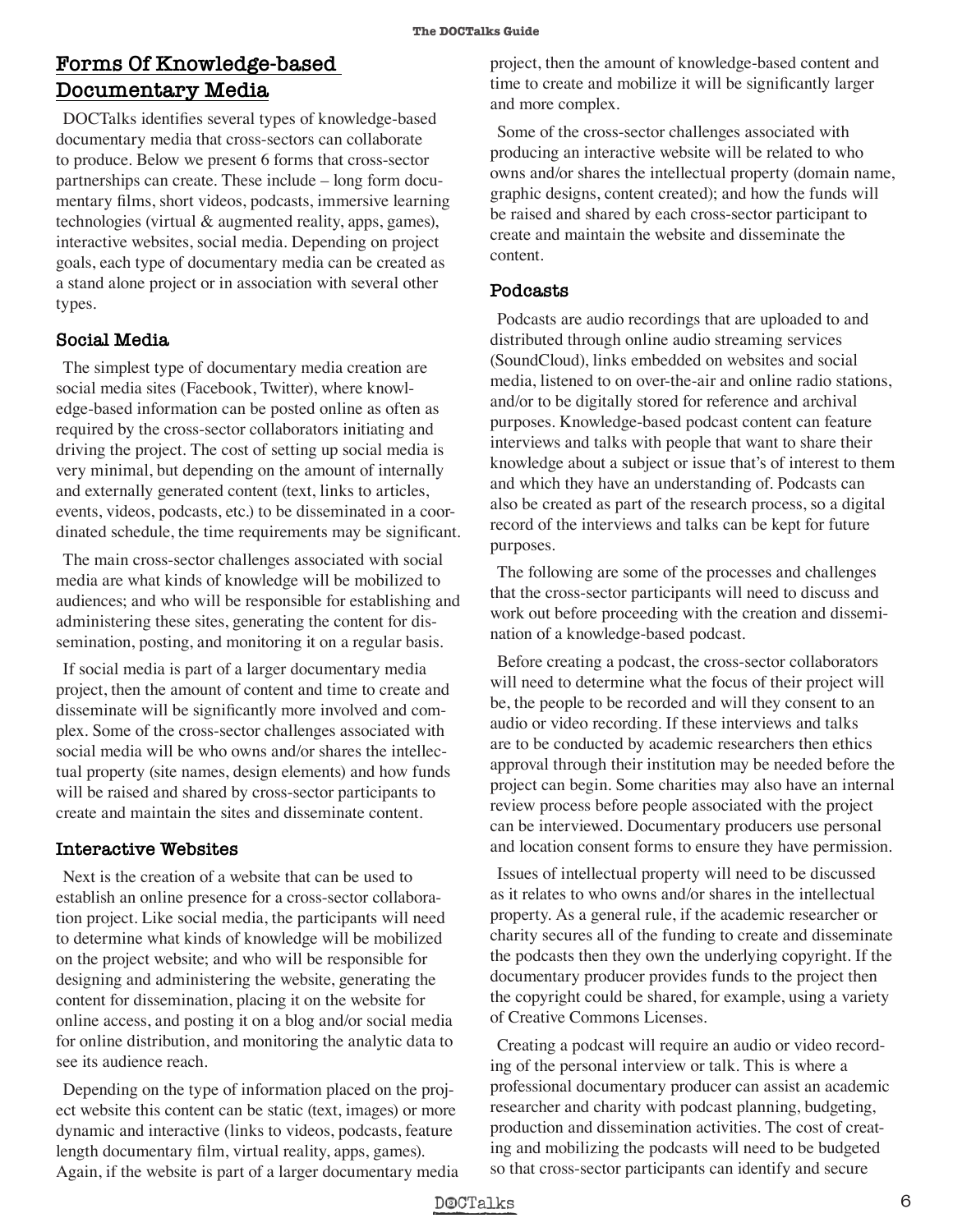## Forms Of Knowledge-based Documentary Media

DOCTalks identifies several types of knowledge-based documentary media that cross-sectors can collaborate to produce. Below we present 6 forms that cross-sector partnerships can create. These include – long form documentary films, short videos, podcasts, immersive learning technologies (virtual & augmented reality, apps, games), interactive websites, social media. Depending on project goals, each type of documentary media can be created as a stand alone project or in association with several other types.

### Social Media

The simplest type of documentary media creation are social media sites (Facebook, Twitter), where knowledge-based information can be posted online as often as required by the cross-sector collaborators initiating and driving the project. The cost of setting up social media is very minimal, but depending on the amount of internally and externally generated content (text, links to articles, events, videos, podcasts, etc.) to be disseminated in a coordinated schedule, the time requirements may be significant.

The main cross-sector challenges associated with social media are what kinds of knowledge will be mobilized to audiences; and who will be responsible for establishing and administering these sites, generating the content for dissemination, posting, and monitoring it on a regular basis.

If social media is part of a larger documentary media project, then the amount of content and time to create and disseminate will be significantly more involved and complex. Some of the cross-sector challenges associated with social media will be who owns and/or shares the intellectual property (site names, design elements) and how funds will be raised and shared by cross-sector participants to create and maintain the sites and disseminate content.

### Interactive Websites

Next is the creation of a website that can be used to establish an online presence for a cross-sector collaboration project. Like social media, the participants will need to determine what kinds of knowledge will be mobilized on the project website; and who will be responsible for designing and administering the website, generating the content for dissemination, placing it on the website for online access, and posting it on a blog and/or social media for online distribution, and monitoring the analytic data to see its audience reach.

Depending on the type of information placed on the project website this content can be static (text, images) or more dynamic and interactive (links to videos, podcasts, feature length documentary film, virtual reality, apps, games). Again, if the website is part of a larger documentary media project, then the amount of knowledge-based content and time to create and mobilize it will be significantly larger and more complex.

Some of the cross-sector challenges associated with producing an interactive website will be related to who owns and/or shares the intellectual property (domain name, graphic designs, content created); and how the funds will be raised and shared by each cross-sector participant to create and maintain the website and disseminate the content.

### Podcasts

Podcasts are audio recordings that are uploaded to and distributed through online audio streaming services (SoundCloud), links embedded on websites and social media, listened to on over-the-air and online radio stations, and/or to be digitally stored for reference and archival purposes. Knowledge-based podcast content can feature interviews and talks with people that want to share their knowledge about a subject or issue that's of interest to them and which they have an understanding of. Podcasts can also be created as part of the research process, so a digital record of the interviews and talks can be kept for future purposes.

The following are some of the processes and challenges that the cross-sector participants will need to discuss and work out before proceeding with the creation and dissemination of a knowledge-based podcast.

Before creating a podcast, the cross-sector collaborators will need to determine what the focus of their project will be, the people to be recorded and will they consent to an audio or video recording. If these interviews and talks are to be conducted by academic researchers then ethics approval through their institution may be needed before the project can begin. Some charities may also have an internal review process before people associated with the project can be interviewed. Documentary producers use personal and location consent forms to ensure they have permission.

Issues of intellectual property will need to be discussed as it relates to who owns and/or shares in the intellectual property. As a general rule, if the academic researcher or charity secures all of the funding to create and disseminate the podcasts then they own the underlying copyright. If the documentary producer provides funds to the project then the copyright could be shared, for example, using a variety of Creative Commons Licenses.

Creating a podcast will require an audio or video recording of the personal interview or talk. This is where a professional documentary producer can assist an academic researcher and charity with podcast planning, budgeting, production and dissemination activities. The cost of creating and mobilizing the podcasts will need to be budgeted so that cross-sector participants can identify and secure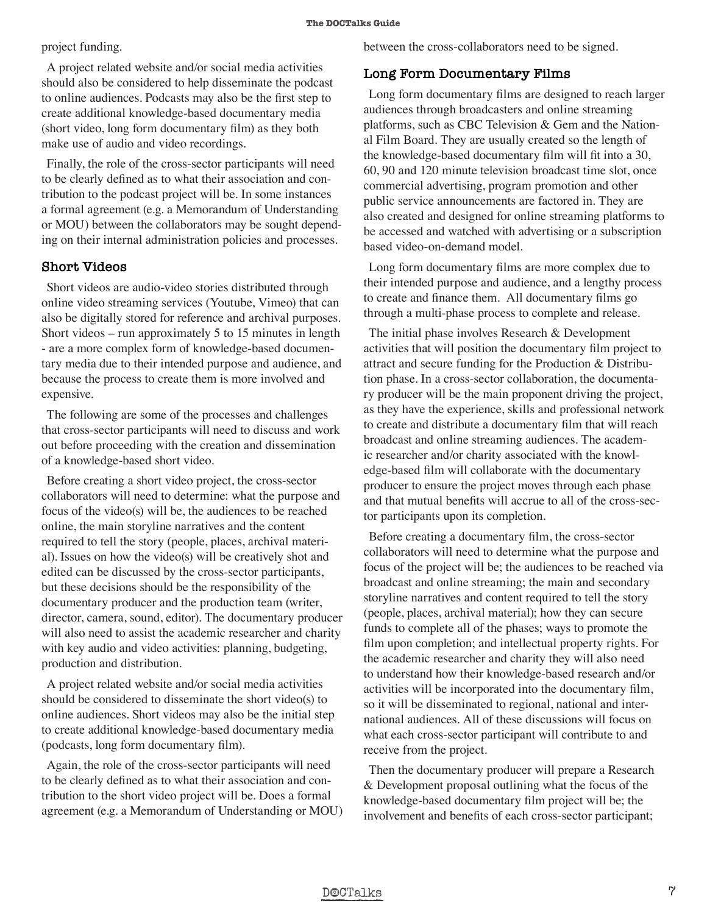project funding.

A project related website and/or social media activities should also be considered to help disseminate the podcast to online audiences. Podcasts may also be the first step to create additional knowledge-based documentary media (short video, long form documentary film) as they both make use of audio and video recordings.

Finally, the role of the cross-sector participants will need to be clearly defined as to what their association and contribution to the podcast project will be. In some instances a formal agreement (e.g. a Memorandum of Understanding or MOU) between the collaborators may be sought depending on their internal administration policies and processes.

## Short Videos

Short videos are audio-video stories distributed through online video streaming services (Youtube, Vimeo) that can also be digitally stored for reference and archival purposes. Short videos – run approximately 5 to 15 minutes in length - are a more complex form of knowledge-based documentary media due to their intended purpose and audience, and because the process to create them is more involved and expensive.

The following are some of the processes and challenges that cross-sector participants will need to discuss and work out before proceeding with the creation and dissemination of a knowledge-based short video.

Before creating a short video project, the cross-sector collaborators will need to determine: what the purpose and focus of the video(s) will be, the audiences to be reached online, the main storyline narratives and the content required to tell the story (people, places, archival material). Issues on how the video(s) will be creatively shot and edited can be discussed by the cross-sector participants, but these decisions should be the responsibility of the documentary producer and the production team (writer, director, camera, sound, editor). The documentary producer will also need to assist the academic researcher and charity with key audio and video activities: planning, budgeting, production and distribution.

A project related website and/or social media activities should be considered to disseminate the short video(s) to online audiences. Short videos may also be the initial step to create additional knowledge-based documentary media (podcasts, long form documentary film).

Again, the role of the cross-sector participants will need to be clearly defined as to what their association and contribution to the short video project will be. Does a formal agreement (e.g. a Memorandum of Understanding or MOU) between the cross-collaborators need to be signed.

## Long Form Documentary Films

Long form documentary films are designed to reach larger audiences through broadcasters and online streaming platforms, such as CBC Television & Gem and the National Film Board. They are usually created so the length of the knowledge-based documentary film will fit into a 30, 60, 90 and 120 minute television broadcast time slot, once commercial advertising, program promotion and other public service announcements are factored in. They are also created and designed for online streaming platforms to be accessed and watched with advertising or a subscription based video-on-demand model.

Long form documentary films are more complex due to their intended purpose and audience, and a lengthy process to create and finance them. All documentary films go through a multi-phase process to complete and release.

The initial phase involves Research & Development activities that will position the documentary film project to attract and secure funding for the Production & Distribution phase. In a cross-sector collaboration, the documentary producer will be the main proponent driving the project, as they have the experience, skills and professional network to create and distribute a documentary film that will reach broadcast and online streaming audiences. The academic researcher and/or charity associated with the knowledge-based film will collaborate with the documentary producer to ensure the project moves through each phase and that mutual benefits will accrue to all of the cross-sector participants upon its completion.

Before creating a documentary film, the cross-sector collaborators will need to determine what the purpose and focus of the project will be; the audiences to be reached via broadcast and online streaming; the main and secondary storyline narratives and content required to tell the story (people, places, archival material); how they can secure funds to complete all of the phases; ways to promote the film upon completion; and intellectual property rights. For the academic researcher and charity they will also need to understand how their knowledge-based research and/or activities will be incorporated into the documentary film, so it will be disseminated to regional, national and international audiences. All of these discussions will focus on what each cross-sector participant will contribute to and receive from the project.

Then the documentary producer will prepare a Research & Development proposal outlining what the focus of the knowledge-based documentary film project will be; the involvement and benefits of each cross-sector participant;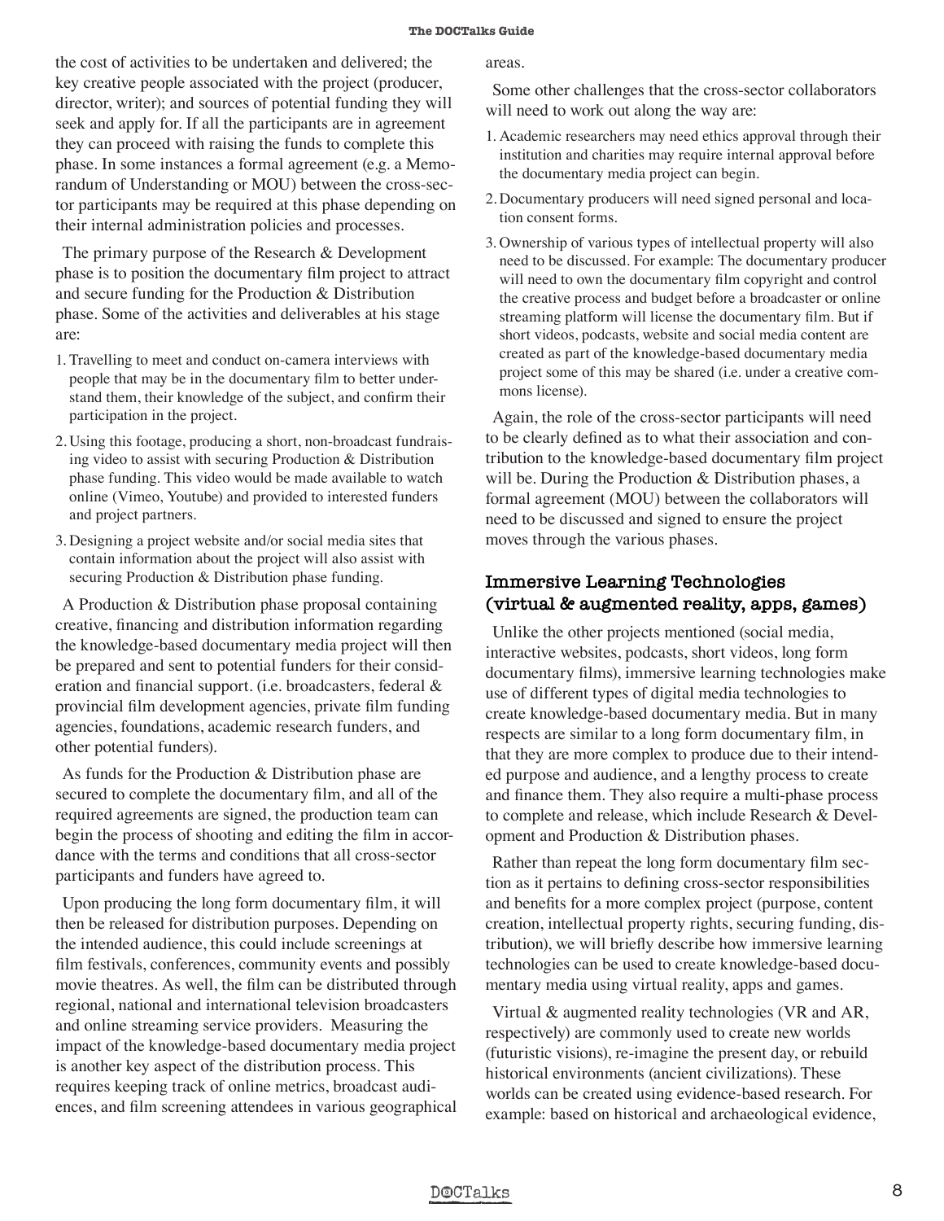the cost of activities to be undertaken and delivered; the key creative people associated with the project (producer, director, writer); and sources of potential funding they will seek and apply for. If all the participants are in agreement they can proceed with raising the funds to complete this phase. In some instances a formal agreement (e.g. a Memorandum of Understanding or MOU) between the cross-sector participants may be required at this phase depending on their internal administration policies and processes.

The primary purpose of the Research & Development phase is to position the documentary film project to attract and secure funding for the Production & Distribution phase. Some of the activities and deliverables at his stage are:

1. Travelling to meet and conduct on-camera interviews with people that may be in the documentary film to better understand them, their knowledge of the subject, and confirm their participation in the project.
2. Using this footage, producing a short, non-broadcast fundraising video to assist with securing Production & Distribution phase funding. This video would be made available to watch online (Vimeo, Youtube) and provided to interested funders and project partners.
3. Designing a project website and/or social media sites that contain information about the project will also assist with securing Production & Distribution phase funding.

A Production & Distribution phase proposal containing creative, financing and distribution information regarding the knowledge-based documentary media project will then be prepared and sent to potential funders for their consideration and financial support. (i.e. broadcasters, federal & provincial film development agencies, private film funding agencies, foundations, academic research funders, and other potential funders).

As funds for the Production & Distribution phase are secured to complete the documentary film, and all of the required agreements are signed, the production team can begin the process of shooting and editing the film in accordance with the terms and conditions that all cross-sector participants and funders have agreed to.

Upon producing the long form documentary film, it will then be released for distribution purposes. Depending on the intended audience, this could include screenings at film festivals, conferences, community events and possibly movie theatres. As well, the film can be distributed through regional, national and international television broadcasters and online streaming service providers. Measuring the impact of the knowledge-based documentary media project is another key aspect of the distribution process. This requires keeping track of online metrics, broadcast audiences, and film screening attendees in various geographical areas.

Some other challenges that the cross-sector collaborators will need to work out along the way are:

1. Academic researchers may need ethics approval through their institution and charities may require internal approval before the documentary media project can begin.
2. Documentary producers will need signed personal and location consent forms.
3. Ownership of various types of intellectual property will also need to be discussed. For example: The documentary producer will need to own the documentary film copyright and control the creative process and budget before a broadcaster or online streaming platform will license the documentary film. But if short videos, podcasts, website and social media content are created as part of the knowledge-based documentary media project some of this may be shared (i.e. under a creative commons license).

Again, the role of the cross-sector participants will need to be clearly defined as to what their association and contribution to the knowledge-based documentary film project will be. During the Production & Distribution phases, a formal agreement (MOU) between the collaborators will need to be discussed and signed to ensure the project moves through the various phases.

## Immersive Learning Technologies (virtual & augmented reality, apps, games)

Unlike the other projects mentioned (social media, interactive websites, podcasts, short videos, long form documentary films), immersive learning technologies make use of different types of digital media technologies to create knowledge-based documentary media. But in many respects are similar to a long form documentary film, in that they are more complex to produce due to their intended purpose and audience, and a lengthy process to create and finance them. They also require a multi-phase process to complete and release, which include Research & Development and Production & Distribution phases.

Rather than repeat the long form documentary film section as it pertains to defining cross-sector responsibilities and benefits for a more complex project (purpose, content creation, intellectual property rights, securing funding, distribution), we will briefly describe how immersive learning technologies can be used to create knowledge-based documentary media using virtual reality, apps and games.

Virtual & augmented reality technologies (VR and AR, respectively) are commonly used to create new worlds (futuristic visions), re-imagine the present day, or rebuild historical environments (ancient civilizations). These worlds can be created using evidence-based research. For example: based on historical and archaeological evidence,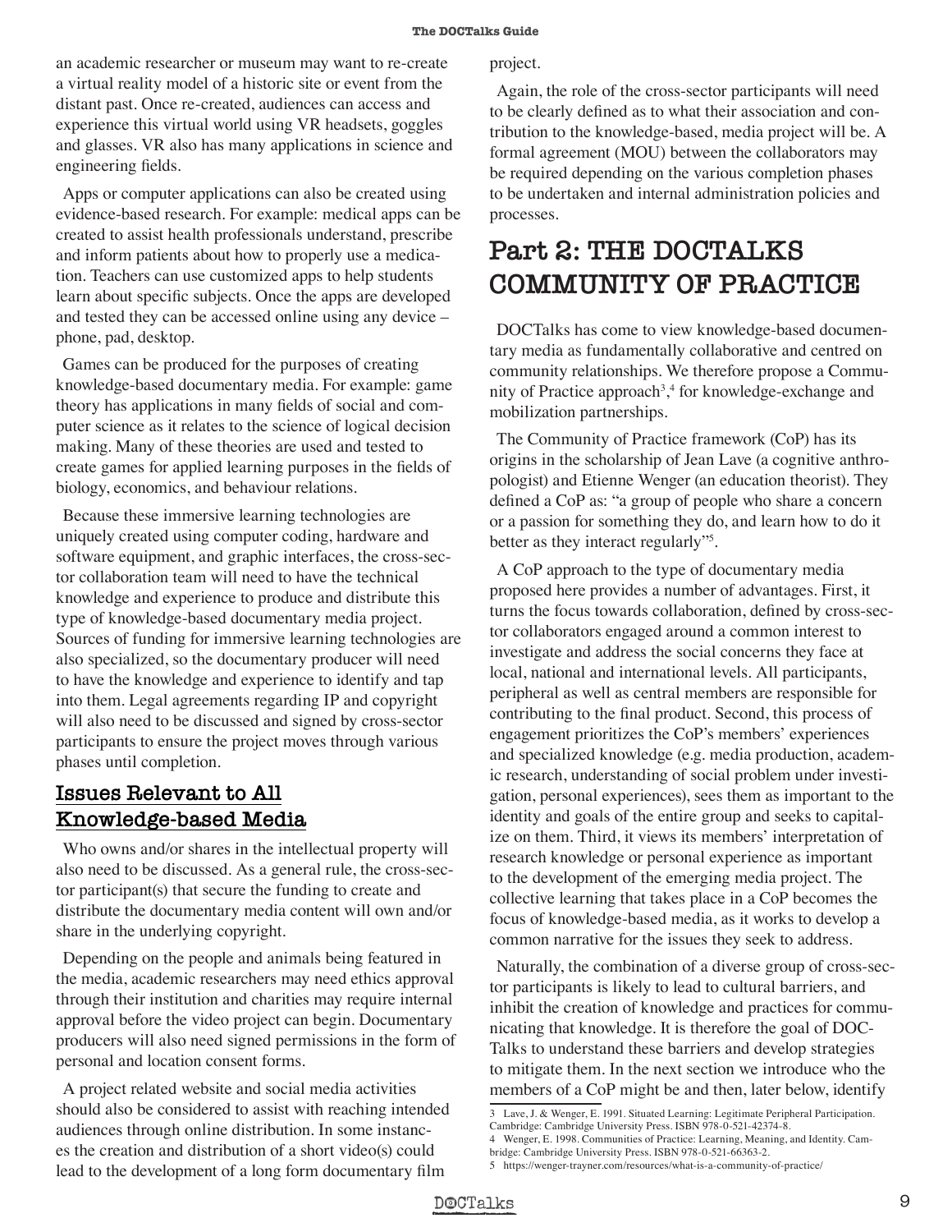an academic researcher or museum may want to re-create a virtual reality model of a historic site or event from the distant past. Once re-created, audiences can access and experience this virtual world using VR headsets, goggles and glasses. VR also has many applications in science and engineering fields.

Apps or computer applications can also be created using evidence-based research. For example: medical apps can be created to assist health professionals understand, prescribe and inform patients about how to properly use a medication. Teachers can use customized apps to help students learn about specific subjects. Once the apps are developed and tested they can be accessed online using any device – phone, pad, desktop.

Games can be produced for the purposes of creating knowledge-based documentary media. For example: game theory has applications in many fields of social and computer science as it relates to the science of logical decision making. Many of these theories are used and tested to create games for applied learning purposes in the fields of biology, economics, and behaviour relations.

Because these immersive learning technologies are uniquely created using computer coding, hardware and software equipment, and graphic interfaces, the cross-sector collaboration team will need to have the technical knowledge and experience to produce and distribute this type of knowledge-based documentary media project. Sources of funding for immersive learning technologies are also specialized, so the documentary producer will need to have the knowledge and experience to identify and tap into them. Legal agreements regarding IP and copyright will also need to be discussed and signed by cross-sector participants to ensure the project moves through various phases until completion.

### Issues Relevant to All Knowledge-based Media

Who owns and/or shares in the intellectual property will also need to be discussed. As a general rule, the cross-sector participant(s) that secure the funding to create and distribute the documentary media content will own and/or share in the underlying copyright.

Depending on the people and animals being featured in the media, academic researchers may need ethics approval through their institution and charities may require internal approval before the video project can begin. Documentary producers will also need signed permissions in the form of personal and location consent forms.

A project related website and social media activities should also be considered to assist with reaching intended audiences through online distribution. In some instances the creation and distribution of a short video(s) could lead to the development of a long form documentary film project.

Again, the role of the cross-sector participants will need to be clearly defined as to what their association and contribution to the knowledge-based, media project will be. A formal agreement (MOU) between the collaborators may be required depending on the various completion phases to be undertaken and internal administration policies and processes.

## Part 2: THE DOCTALKS COMMUNITY OF PRACTICE

DOCTalks has come to view knowledge-based documentary media as fundamentally collaborative and centred on community relationships. We therefore propose a Community of Practice approach[3,4] for knowledge-exchange and mobilization partnerships.

The Community of Practice framework (CoP) has its origins in the scholarship of Jean Lave (a cognitive anthropologist) and Etienne Wenger (an education theorist). They defined a CoP as: "a group of people who share a concern or a passion for something they do, and learn how to do it better as they interact regularly"[5].

A CoP approach to the type of documentary media proposed here provides a number of advantages. First, it turns the focus towards collaboration, defined by cross-sector collaborators engaged around a common interest to investigate and address the social concerns they face at local, national and international levels. All participants, peripheral as well as central members are responsible for contributing to the final product. Second, this process of engagement prioritizes the CoP's members' experiences and specialized knowledge (e.g. media production, academic research, understanding of social problem under investigation, personal experiences), sees them as important to the identity and goals of the entire group and seeks to capitalize on them. Third, it views its members' interpretation of research knowledge or personal experience as important to the development of the emerging media project. The collective learning that takes place in a CoP becomes the focus of knowledge-based media, as it works to develop a common narrative for the issues they seek to address.

Naturally, the combination of a diverse group of cross-sector participants is likely to lead to cultural barriers, and inhibit the creation of knowledge and practices for communicating that knowledge. It is therefore the goal of DOCTalks to understand these barriers and develop strategies to mitigate them. In the next section we introduce who the members of a CoP might be and then, later below, identify

3 Lave, J. & Wenger, E. 1991. Situated Learning: Legitimate Peripheral Participation. Cambridge: Cambridge University Press. ISBN 978-0-521-42374-8.

4 Wenger, E. 1998. Communities of Practice: Learning, Meaning, and Identity. Cambridge: Cambridge University Press. ISBN 978-0-521-66363-2.

5 https://wenger-trayner.com/resources/what-is-a-community-of-practice/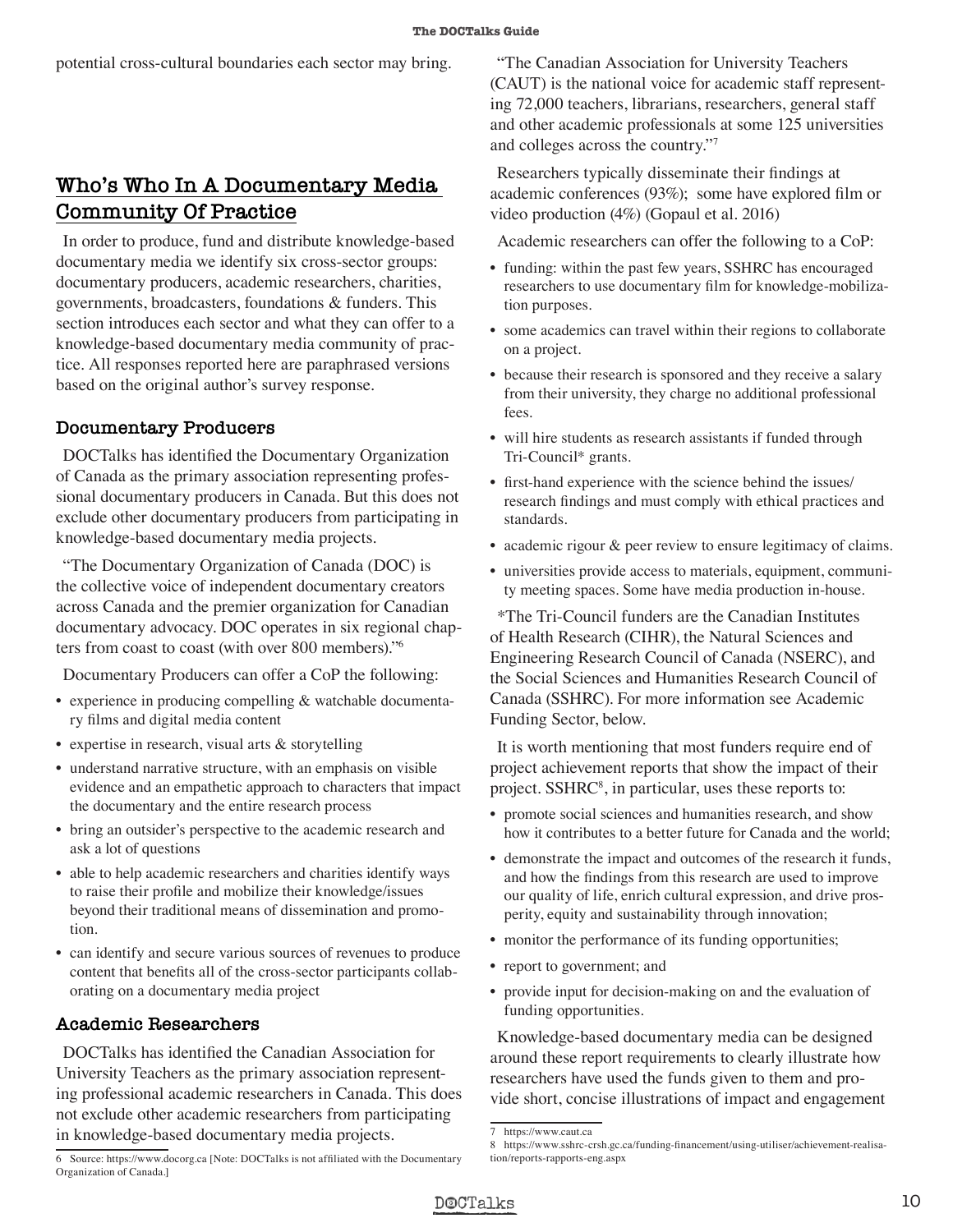potential cross-cultural boundaries each sector may bring.

## Who's Who In A Documentary Media Community Of Practice

In order to produce, fund and distribute knowledge-based documentary media we identify six cross-sector groups: documentary producers, academic researchers, charities, governments, broadcasters, foundations & funders. This section introduces each sector and what they can offer to a knowledge-based documentary media community of practice. All responses reported here are paraphrased versions based on the original author's survey response.

### Documentary Producers

DOCTalks has identified the Documentary Organization of Canada as the primary association representing professional documentary producers in Canada. But this does not exclude other documentary producers from participating in knowledge-based documentary media projects.

"The Documentary Organization of Canada (DOC) is the collective voice of independent documentary creators across Canada and the premier organization for Canadian documentary advocacy. DOC operates in six regional chapters from coast to coast (with over 800 members)."[6]

Documentary Producers can offer a CoP the following:

- experience in producing compelling & watchable documentary films and digital media content
- expertise in research, visual arts & storytelling
- understand narrative structure, with an emphasis on visible evidence and an empathetic approach to characters that impact the documentary and the entire research process
- bring an outsider's perspective to the academic research and ask a lot of questions
- able to help academic researchers and charities identify ways to raise their profile and mobilize their knowledge/issues beyond their traditional means of dissemination and promotion.
- can identify and secure various sources of revenues to produce content that benefits all of the cross-sector participants collaborating on a documentary media project

### Academic Researchers

DOCTalks has identified the Canadian Association for University Teachers as the primary association representing professional academic researchers in Canada. This does not exclude other academic researchers from participating in knowledge-based documentary media projects.

"The Canadian Association for University Teachers (CAUT) is the national voice for academic staff representing 72,000 teachers, librarians, researchers, general staff and other academic professionals at some 125 universities and colleges across the country."[7]

Researchers typically disseminate their findings at academic conferences (93%); some have explored film or video production (4%) (Gopaul et al. 2016)

Academic researchers can offer the following to a CoP:

- funding: within the past few years, SSHRC has encouraged researchers to use documentary film for knowledge-mobilization purposes.
- some academics can travel within their regions to collaborate on a project.
- because their research is sponsored and they receive a salary from their university, they charge no additional professional fees.
- will hire students as research assistants if funded through Tri-Council* grants.
- first-hand experience with the science behind the issues/research findings and must comply with ethical practices and standards.
- academic rigour & peer review to ensure legitimacy of claims.
- universities provide access to materials, equipment, community meeting spaces. Some have media production in-house.

*The Tri-Council funders are the Canadian Institutes of Health Research (CIHR), the Natural Sciences and Engineering Research Council of Canada (NSERC), and the Social Sciences and Humanities Research Council of Canada (SSHRC). For more information see Academic Funding Sector, below.

It is worth mentioning that most funders require end of project achievement reports that show the impact of their project. SSHRC[8], in particular, uses these reports to:

- promote social sciences and humanities research, and show how it contributes to a better future for Canada and the world;
- demonstrate the impact and outcomes of the research it funds, and how the findings from this research are used to improve our quality of life, enrich cultural expression, and drive prosperity, equity and sustainability through innovation;
- monitor the performance of its funding opportunities;
- report to government; and
- provide input for decision-making on and the evaluation of funding opportunities.

Knowledge-based documentary media can be designed around these report requirements to clearly illustrate how researchers have used the funds given to them and provide short, concise illustrations of impact and engagement

---

6 Source: https://www.docorg.ca [Note: DOCTalks is not affiliated with the Documentary Organization of Canada.]

7 https://www.caut.ca

8 https://www.sshrc-crsh.gc.ca/funding-financement/using-utiliser/achievement-realisation/reports-rapports-eng.aspx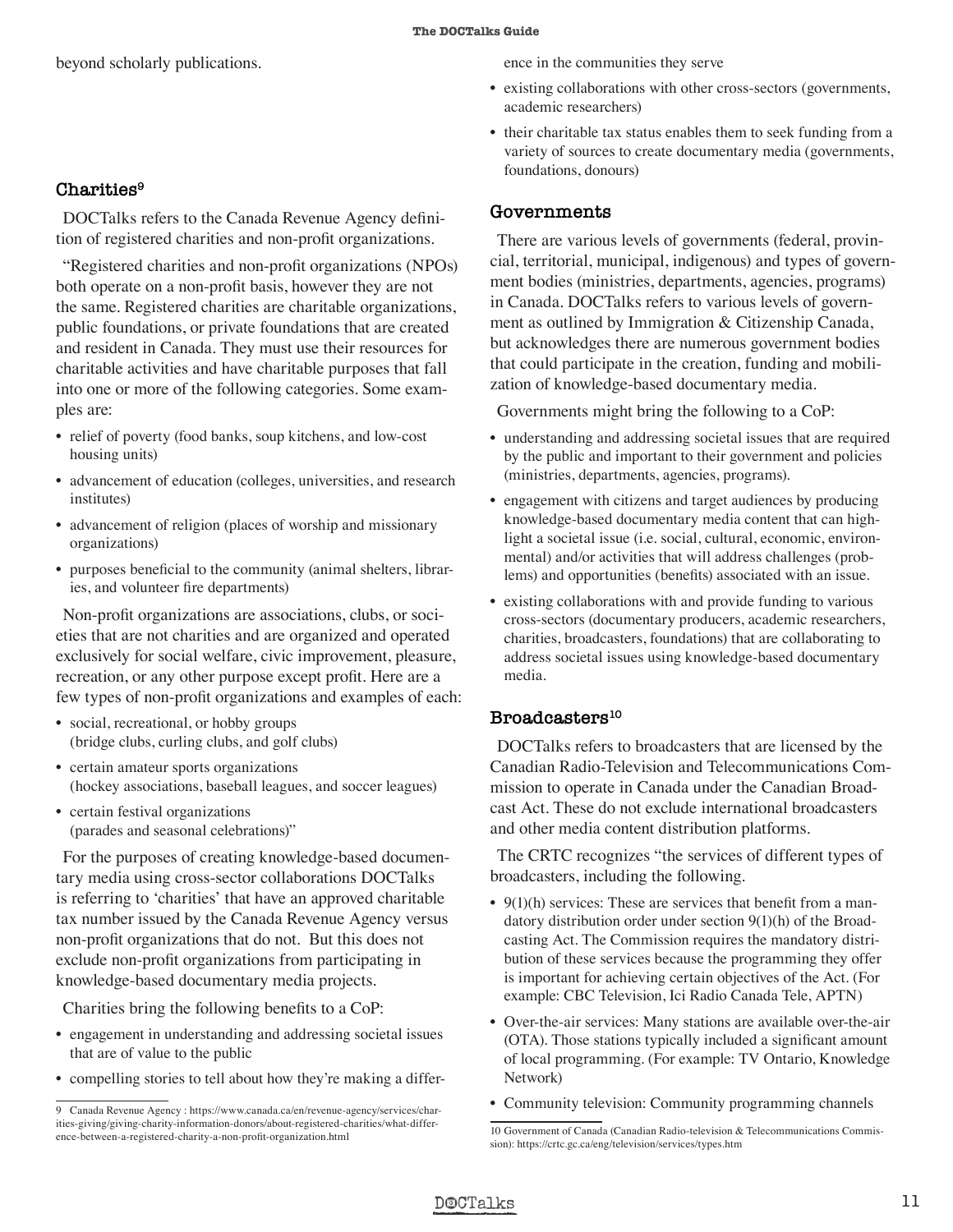beyond scholarly publications.

### Charities[9]

DOCTalks refers to the Canada Revenue Agency definition of registered charities and non-profit organizations.

"Registered charities and non-profit organizations (NPOs) both operate on a non-profit basis, however they are not the same. Registered charities are charitable organizations, public foundations, or private foundations that are created and resident in Canada. They must use their resources for charitable activities and have charitable purposes that fall into one or more of the following categories. Some examples are:

- relief of poverty (food banks, soup kitchens, and low-cost housing units)
- advancement of education (colleges, universities, and research institutes)
- advancement of religion (places of worship and missionary organizations)
- purposes beneficial to the community (animal shelters, libraries, and volunteer fire departments)

Non-profit organizations are associations, clubs, or societies that are not charities and are organized and operated exclusively for social welfare, civic improvement, pleasure, recreation, or any other purpose except profit. Here are a few types of non-profit organizations and examples of each:

- social, recreational, or hobby groups (bridge clubs, curling clubs, and golf clubs)
- certain amateur sports organizations (hockey associations, baseball leagues, and soccer leagues)
- certain festival organizations (parades and seasonal celebrations)"

For the purposes of creating knowledge-based documentary media using cross-sector collaborations DOCTalks is referring to 'charities' that have an approved charitable tax number issued by the Canada Revenue Agency versus non-profit organizations that do not. But this does not exclude non-profit organizations from participating in knowledge-based documentary media projects.

Charities bring the following benefits to a CoP:

- engagement in understanding and addressing societal issues that are of value to the public
- compelling stories to tell about how they're making a difference in the communities they serve
- existing collaborations with other cross-sectors (governments, academic researchers)
- their charitable tax status enables them to seek funding from a variety of sources to create documentary media (governments, foundations, donours)

### Governments

There are various levels of governments (federal, provincial, territorial, municipal, indigenous) and types of government bodies (ministries, departments, agencies, programs) in Canada. DOCTalks refers to various levels of government as outlined by Immigration & Citizenship Canada, but acknowledges there are numerous government bodies that could participate in the creation, funding and mobilization of knowledge-based documentary media.

Governments might bring the following to a CoP:

- understanding and addressing societal issues that are required by the public and important to their government and policies (ministries, departments, agencies, programs).
- engagement with citizens and target audiences by producing knowledge-based documentary media content that can highlight a societal issue (i.e. social, cultural, economic, environmental) and/or activities that will address challenges (problems) and opportunities (benefits) associated with an issue.
- existing collaborations with and provide funding to various cross-sectors (documentary producers, academic researchers, charities, broadcasters, foundations) that are collaborating to address societal issues using knowledge-based documentary media.

### Broadcasters[10]

DOCTalks refers to broadcasters that are licensed by the Canadian Radio-Television and Telecommunications Commission to operate in Canada under the Canadian Broadcast Act. These do not exclude international broadcasters and other media content distribution platforms.

The CRTC recognizes "the services of different types of broadcasters, including the following.

- 9(1)(h) services: These are services that benefit from a mandatory distribution order under section 9(1)(h) of the Broadcasting Act. The Commission requires the mandatory distribution of these services because the programming they offer is important for achieving certain objectives of the Act. (For example: CBC Television, Ici Radio Canada Tele, APTN)
- Over-the-air services: Many stations are available over-the-air (OTA). Those stations typically included a significant amount of local programming. (For example: TV Ontario, Knowledge Network)
- Community television: Community programming channels

---

9 Canada Revenue Agency : https://www.canada.ca/en/revenue-agency/services/charities-giving/giving-charity-information-donors/about-registered-charities/what-difference-between-a-registered-charity-a-non-profit-organization.html

10 Government of Canada (Canadian Radio-television & Telecommunications Commission): https://crtc.gc.ca/eng/television/services/types.htm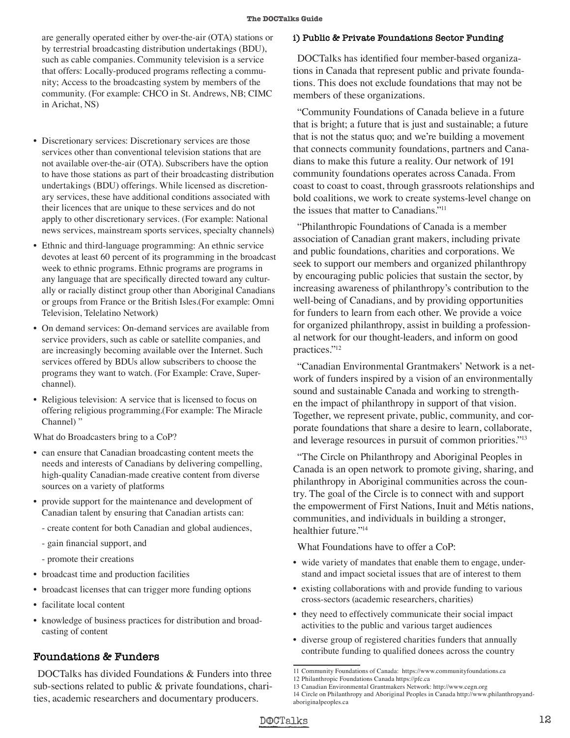are generally operated either by over-the-air (OTA) stations or by terrestrial broadcasting distribution undertakings (BDU), such as cable companies. Community television is a service that offers: Locally-produced programs reflecting a community; Access to the broadcasting system by members of the community. (For example: CHCO in St. Andrews, NB; CIMC in Arichat, NS)

- Discretionary services: Discretionary services are those services other than conventional television stations that are not available over-the-air (OTA). Subscribers have the option to have those stations as part of their broadcasting distribution undertakings (BDU) offerings. While licensed as discretionary services, these have additional conditions associated with their licences that are unique to these services and do not apply to other discretionary services. (For example: National news services, mainstream sports services, specialty channels)
- Ethnic and third-language programming: An ethnic service devotes at least 60 percent of its programming in the broadcast week to ethnic programs. Ethnic programs are programs in any language that are specifically directed toward any culturally or racially distinct group other than Aboriginal Canadians or groups from France or the British Isles.(For example: Omni Television, Telelatino Network)
- On demand services: On-demand services are available from service providers, such as cable or satellite companies, and are increasingly becoming available over the Internet. Such services offered by BDUs allow subscribers to choose the programs they want to watch. (For Example: Crave, Superchannel).
- Religious television: A service that is licensed to focus on offering religious programming.(For example: The Miracle Channel) "

What do Broadcasters bring to a CoP?

- can ensure that Canadian broadcasting content meets the needs and interests of Canadians by delivering compelling, high-quality Canadian-made creative content from diverse sources on a variety of platforms
- provide support for the maintenance and development of Canadian talent by ensuring that Canadian artists can:
  - create content for both Canadian and global audiences,
  - gain financial support, and
  - promote their creations
- broadcast time and production facilities
- broadcast licenses that can trigger more funding options
- facilitate local content
- knowledge of business practices for distribution and broadcasting of content

## Foundations & Funders

DOCTalks has divided Foundations & Funders into three sub-sections related to public & private foundations, charities, academic researchers and documentary producers.

### i) Public & Private Foundations Sector Funding

DOCTalks has identified four member-based organizations in Canada that represent public and private foundations. This does not exclude foundations that may not be members of these organizations.

"Community Foundations of Canada believe in a future that is bright; a future that is just and sustainable; a future that is not the status quo; and we're building a movement that connects community foundations, partners and Canadians to make this future a reality. Our network of 191 community foundations operates across Canada. From coast to coast to coast, through grassroots relationships and bold coalitions, we work to create systems-level change on the issues that matter to Canadians."[11]

"Philanthropic Foundations of Canada is a member association of Canadian grant makers, including private and public foundations, charities and corporations. We seek to support our members and organized philanthropy by encouraging public policies that sustain the sector, by increasing awareness of philanthropy's contribution to the well-being of Canadians, and by providing opportunities for funders to learn from each other. We provide a voice for organized philanthropy, assist in building a professional network for our thought-leaders, and inform on good practices."[12]

"Canadian Environmental Grantmakers' Network is a network of funders inspired by a vision of an environmentally sound and sustainable Canada and working to strengthen the impact of philanthropy in support of that vision. Together, we represent private, public, community, and corporate foundations that share a desire to learn, collaborate, and leverage resources in pursuit of common priorities."[13]

"The Circle on Philanthropy and Aboriginal Peoples in Canada is an open network to promote giving, sharing, and philanthropy in Aboriginal communities across the country. The goal of the Circle is to connect with and support the empowerment of First Nations, Inuit and Métis nations, communities, and individuals in building a stronger, healthier future."[14]

What Foundations have to offer a CoP:

- wide variety of mandates that enable them to engage, understand and impact societal issues that are of interest to them
- existing collaborations with and provide funding to various cross-sectors (academic researchers, charities)
- they need to effectively communicate their social impact activities to the public and various target audiences
- diverse group of registered charities funders that annually contribute funding to qualified donees across the country

---

11 Community Foundations of Canada: https://www.communityfoundations.ca
12 Philanthropic Foundations Canada https://pfc.ca
13 Canadian Environmental Grantmakers Network: http://www.cegn.org
14 Circle on Philanthropy and Aboriginal Peoples in Canada http://www.philanthropyandaboriginalpeoples.ca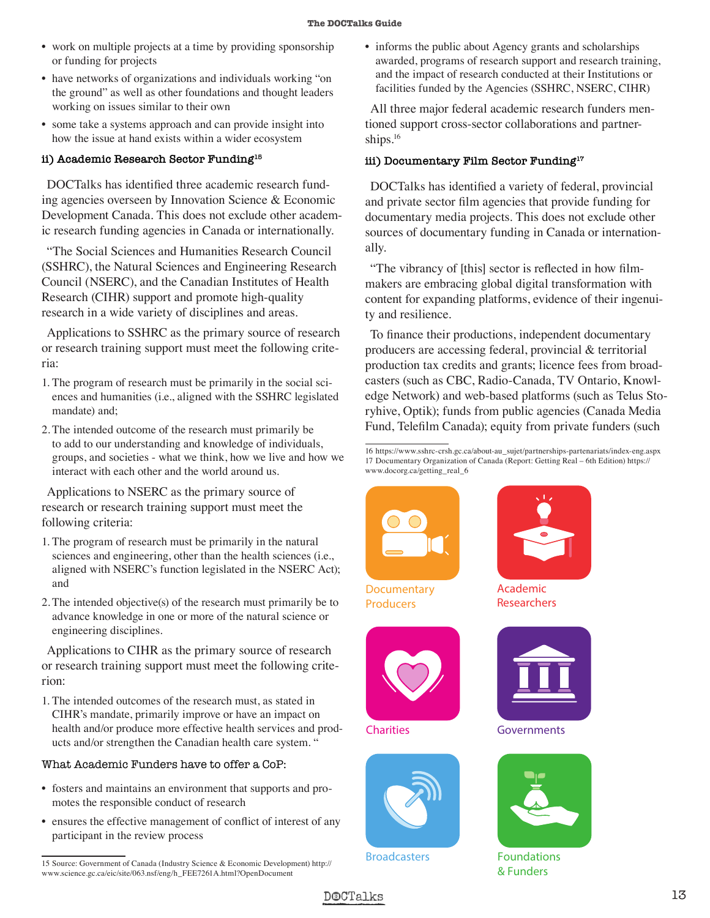- work on multiple projects at a time by providing sponsorship or funding for projects
- have networks of organizations and individuals working "on the ground" as well as other foundations and thought leaders working on issues similar to their own
- some take a systems approach and can provide insight into how the issue at hand exists within a wider ecosystem

### ii) Academic Research Sector Funding[15]

DOCTalks has identified three academic research funding agencies overseen by Innovation Science & Economic Development Canada. This does not exclude other academic research funding agencies in Canada or internationally.

"The Social Sciences and Humanities Research Council (SSHRC), the Natural Sciences and Engineering Research Council (NSERC), and the Canadian Institutes of Health Research (CIHR) support and promote high-quality research in a wide variety of disciplines and areas.

Applications to SSHRC as the primary source of research or research training support must meet the following criteria:

1. The program of research must be primarily in the social sciences and humanities (i.e., aligned with the SSHRC legislated mandate) and;
2. The intended outcome of the research must primarily be to add to our understanding and knowledge of individuals, groups, and societies - what we think, how we live and how we interact with each other and the world around us.

Applications to NSERC as the primary source of research or research training support must meet the following criteria:

1. The program of research must be primarily in the natural sciences and engineering, other than the health sciences (i.e., aligned with NSERC's function legislated in the NSERC Act); and
2. The intended objective(s) of the research must primarily be to advance knowledge in one or more of the natural science or engineering disciplines.

Applications to CIHR as the primary source of research or research training support must meet the following criterion:

1. The intended outcomes of the research must, as stated in CIHR's mandate, primarily improve or have an impact on health and/or produce more effective health services and products and/or strengthen the Canadian health care system. "

What Academic Funders have to offer a CoP:

- fosters and maintains an environment that supports and promotes the responsible conduct of research
- ensures the effective management of conflict of interest of any participant in the review process
- informs the public about Agency grants and scholarships awarded, programs of research support and research training, and the impact of research conducted at their Institutions or facilities funded by the Agencies (SSHRC, NSERC, CIHR)

All three major federal academic research funders mentioned support cross-sector collaborations and partnerships.[16]

### iii) Documentary Film Sector Funding[17]

DOCTalks has identified a variety of federal, provincial and private sector film agencies that provide funding for documentary media projects. This does not exclude other sources of documentary funding in Canada or internationally.

"The vibrancy of [this] sector is reflected in how filmmakers are embracing global digital transformation with content for expanding platforms, evidence of their ingenuity and resilience.

To finance their productions, independent documentary producers are accessing federal, provincial & territorial production tax credits and grants; licence fees from broadcasters (such as CBC, Radio-Canada, TV Ontario, Knowledge Network) and web-based platforms (such as Telus Storyhive, Optik); funds from public agencies (Canada Media Fund, Telefilm Canada); equity from private funders (such

Documentary Producers

Academic Researchers

Charities

Governments

Broadcasters

Foundations & Funders

15 Source: Government of Canada (Industry Science & Economic Development) http://www.science.gc.ca/eic/site/063.nsf/eng/h_FEE7261A.html?OpenDocument

16 https://www.sshrc-crsh.gc.ca/about-au_sujet/partnerships-partenariats/index-eng.aspx

17 Documentary Organization of Canada (Report: Getting Real – 6th Edition) https://www.docorg.ca/getting_real_6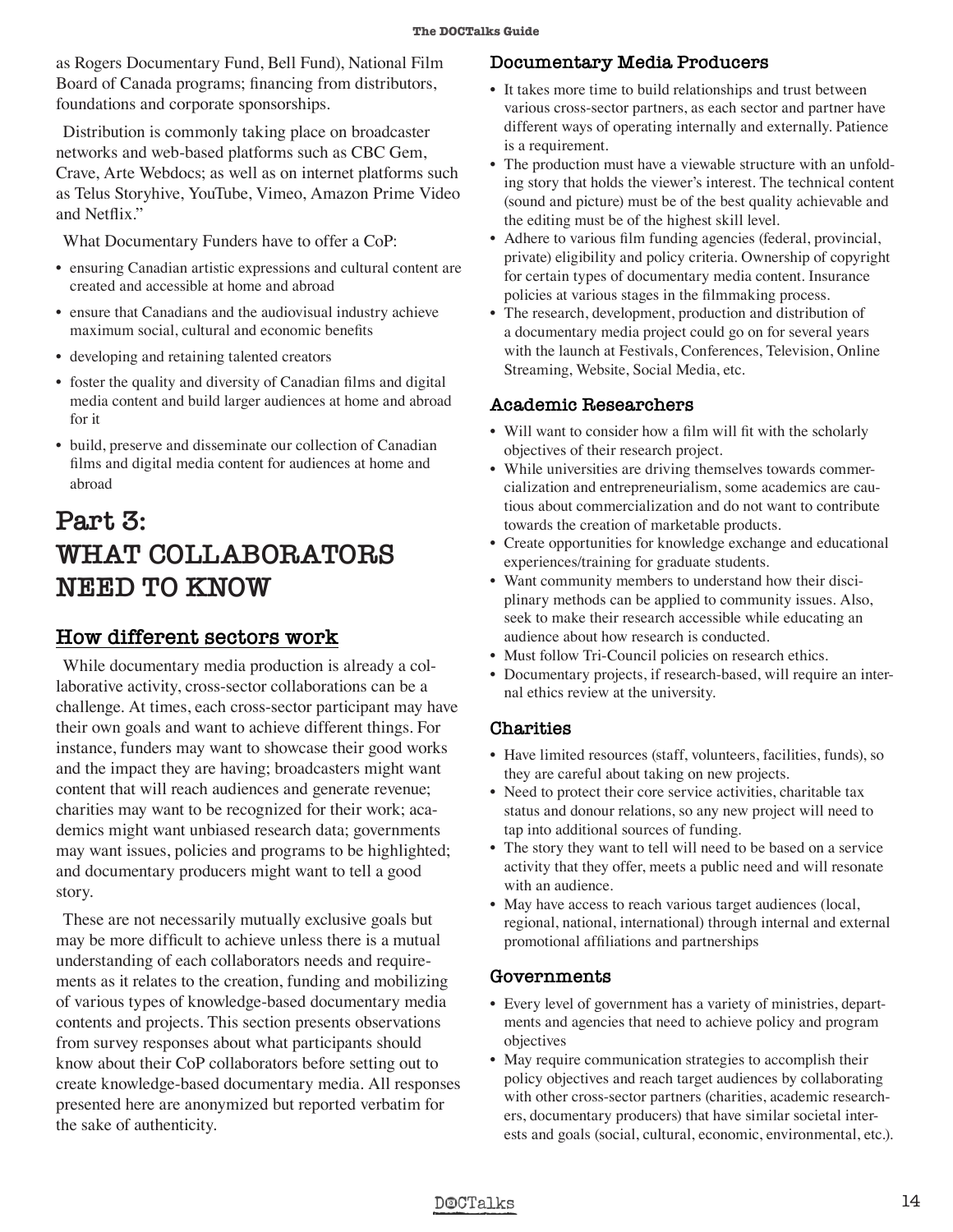as Rogers Documentary Fund, Bell Fund), National Film Board of Canada programs; financing from distributors, foundations and corporate sponsorships.

Distribution is commonly taking place on broadcaster networks and web-based platforms such as CBC Gem, Crave, Arte Webdocs; as well as on internet platforms such as Telus Storyhive, YouTube, Vimeo, Amazon Prime Video and Netflix."

What Documentary Funders have to offer a CoP:

- ensuring Canadian artistic expressions and cultural content are created and accessible at home and abroad
- ensure that Canadians and the audiovisual industry achieve maximum social, cultural and economic benefits
- developing and retaining talented creators
- foster the quality and diversity of Canadian films and digital media content and build larger audiences at home and abroad for it
- build, preserve and disseminate our collection of Canadian films and digital media content for audiences at home and abroad

# Part 3: WHAT COLLABORATORS NEED TO KNOW

## How different sectors work

While documentary media production is already a collaborative activity, cross-sector collaborations can be a challenge. At times, each cross-sector participant may have their own goals and want to achieve different things. For instance, funders may want to showcase their good works and the impact they are having; broadcasters might want content that will reach audiences and generate revenue; charities may want to be recognized for their work; academics might want unbiased research data; governments may want issues, policies and programs to be highlighted; and documentary producers might want to tell a good story.

These are not necessarily mutually exclusive goals but may be more difficult to achieve unless there is a mutual understanding of each collaborators needs and requirements as it relates to the creation, funding and mobilizing of various types of knowledge-based documentary media contents and projects. This section presents observations from survey responses about what participants should know about their CoP collaborators before setting out to create knowledge-based documentary media. All responses presented here are anonymized but reported verbatim for the sake of authenticity.

### Documentary Media Producers

- It takes more time to build relationships and trust between various cross-sector partners, as each sector and partner have different ways of operating internally and externally. Patience is a requirement.
- The production must have a viewable structure with an unfolding story that holds the viewer's interest. The technical content (sound and picture) must be of the best quality achievable and the editing must be of the highest skill level.
- Adhere to various film funding agencies (federal, provincial, private) eligibility and policy criteria. Ownership of copyright for certain types of documentary media content. Insurance policies at various stages in the filmmaking process.
- The research, development, production and distribution of a documentary media project could go on for several years with the launch at Festivals, Conferences, Television, Online Streaming, Website, Social Media, etc.

### Academic Researchers

- Will want to consider how a film will fit with the scholarly objectives of their research project.
- While universities are driving themselves towards commercialization and entrepreneurialism, some academics are cautious about commercialization and do not want to contribute towards the creation of marketable products.
- Create opportunities for knowledge exchange and educational experiences/training for graduate students.
- Want community members to understand how their disciplinary methods can be applied to community issues. Also, seek to make their research accessible while educating an audience about how research is conducted.
- Must follow Tri-Council policies on research ethics.
- Documentary projects, if research-based, will require an internal ethics review at the university.

### Charities

- Have limited resources (staff, volunteers, facilities, funds), so they are careful about taking on new projects.
- Need to protect their core service activities, charitable tax status and donour relations, so any new project will need to tap into additional sources of funding.
- The story they want to tell will need to be based on a service activity that they offer, meets a public need and will resonate with an audience.
- May have access to reach various target audiences (local, regional, national, international) through internal and external promotional affiliations and partnerships

### Governments

- Every level of government has a variety of ministries, departments and agencies that need to achieve policy and program objectives
- May require communication strategies to accomplish their policy objectives and reach target audiences by collaborating with other cross-sector partners (charities, academic researchers, documentary producers) that have similar societal interests and goals (social, cultural, economic, environmental, etc.).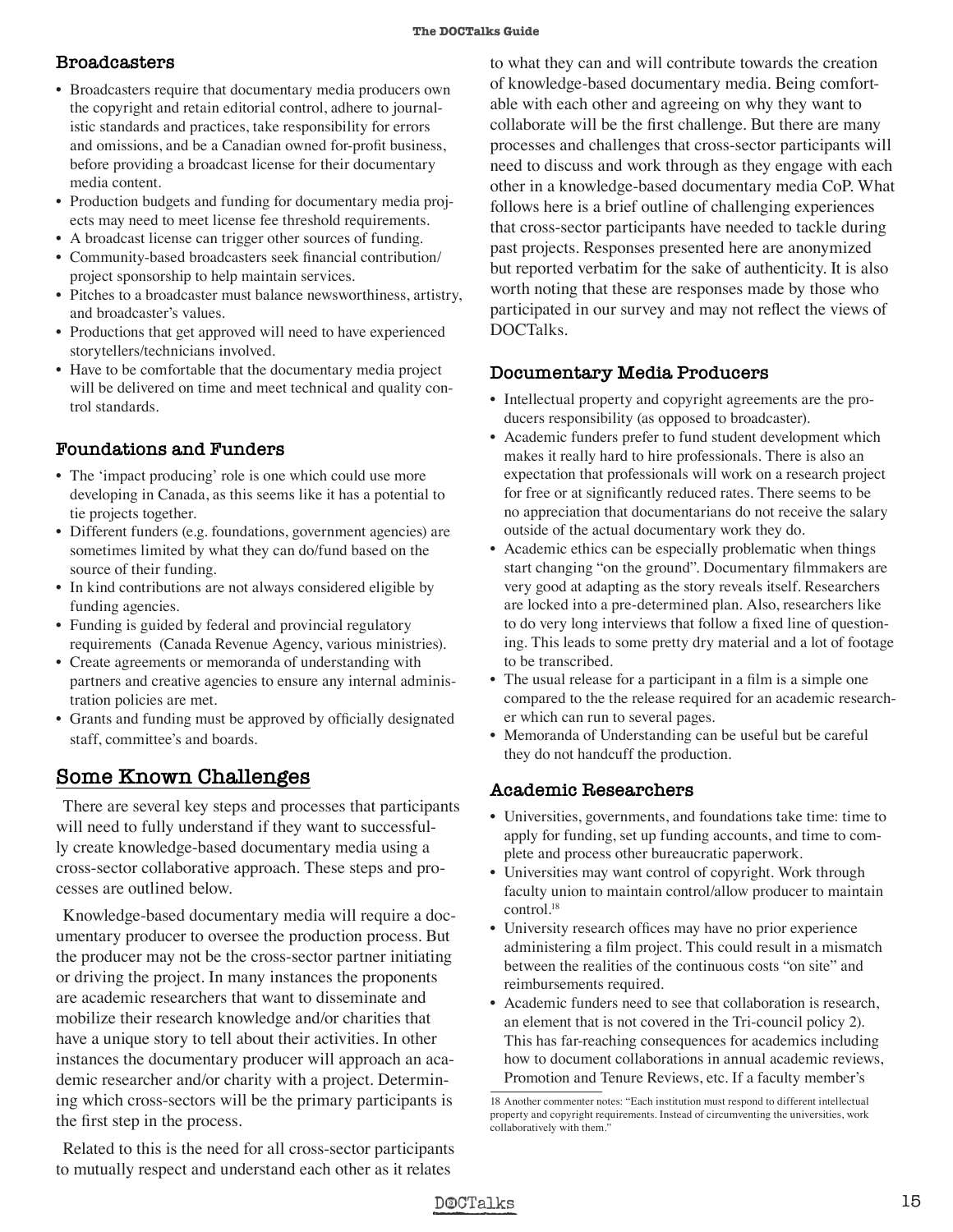## Broadcasters

- Broadcasters require that documentary media producers own the copyright and retain editorial control, adhere to journalistic standards and practices, take responsibility for errors and omissions, and be a Canadian owned for-profit business, before providing a broadcast license for their documentary media content.
- Production budgets and funding for documentary media projects may need to meet license fee threshold requirements.
- A broadcast license can trigger other sources of funding.
- Community-based broadcasters seek financial contribution/project sponsorship to help maintain services.
- Pitches to a broadcaster must balance newsworthiness, artistry, and broadcaster's values.
- Productions that get approved will need to have experienced storytellers/technicians involved.
- Have to be comfortable that the documentary media project will be delivered on time and meet technical and quality control standards.

## Foundations and Funders

- The 'impact producing' role is one which could use more developing in Canada, as this seems like it has a potential to tie projects together.
- Different funders (e.g. foundations, government agencies) are sometimes limited by what they can do/fund based on the source of their funding.
- In kind contributions are not always considered eligible by funding agencies.
- Funding is guided by federal and provincial regulatory requirements (Canada Revenue Agency, various ministries).
- Create agreements or memoranda of understanding with partners and creative agencies to ensure any internal administration policies are met.
- Grants and funding must be approved by officially designated staff, committee's and boards.

# Some Known Challenges

There are several key steps and processes that participants will need to fully understand if they want to successfully create knowledge-based documentary media using a cross-sector collaborative approach. These steps and processes are outlined below.

Knowledge-based documentary media will require a documentary producer to oversee the production process. But the producer may not be the cross-sector partner initiating or driving the project. In many instances the proponents are academic researchers that want to disseminate and mobilize their research knowledge and/or charities that have a unique story to tell about their activities. In other instances the documentary producer will approach an academic researcher and/or charity with a project. Determining which cross-sectors will be the primary participants is the first step in the process.

Related to this is the need for all cross-sector participants to mutually respect and understand each other as it relates to what they can and will contribute towards the creation of knowledge-based documentary media. Being comfortable with each other and agreeing on why they want to collaborate will be the first challenge. But there are many processes and challenges that cross-sector participants will need to discuss and work through as they engage with each other in a knowledge-based documentary media CoP. What follows here is a brief outline of challenging experiences that cross-sector participants have needed to tackle during past projects. Responses presented here are anonymized but reported verbatim for the sake of authenticity. It is also worth noting that these are responses made by those who participated in our survey and may not reflect the views of DOCTalks.

## Documentary Media Producers

- Intellectual property and copyright agreements are the producers responsibility (as opposed to broadcaster).
- Academic funders prefer to fund student development which makes it really hard to hire professionals. There is also an expectation that professionals will work on a research project for free or at significantly reduced rates. There seems to be no appreciation that documentarians do not receive the salary outside of the actual documentary work they do.
- Academic ethics can be especially problematic when things start changing "on the ground". Documentary filmmakers are very good at adapting as the story reveals itself. Researchers are locked into a pre-determined plan. Also, researchers like to do very long interviews that follow a fixed line of questioning. This leads to some pretty dry material and a lot of footage to be transcribed.
- The usual release for a participant in a film is a simple one compared to the the release required for an academic researcher which can run to several pages.
- Memoranda of Understanding can be useful but be careful they do not handcuff the production.

## Academic Researchers

- Universities, governments, and foundations take time: time to apply for funding, set up funding accounts, and time to complete and process other bureaucratic paperwork.
- Universities may want control of copyright. Work through faculty union to maintain control/allow producer to maintain control.[18]
- University research offices may have no prior experience administering a film project. This could result in a mismatch between the realities of the continuous costs "on site" and reimbursements required.
- Academic funders need to see that collaboration is research, an element that is not covered in the Tri-council policy 2). This has far-reaching consequences for academics including how to document collaborations in annual academic reviews, Promotion and Tenure Reviews, etc. If a faculty member's

18 Another commenter notes: "Each institution must respond to different intellectual property and copyright requirements. Instead of circumventing the universities, work collaboratively with them."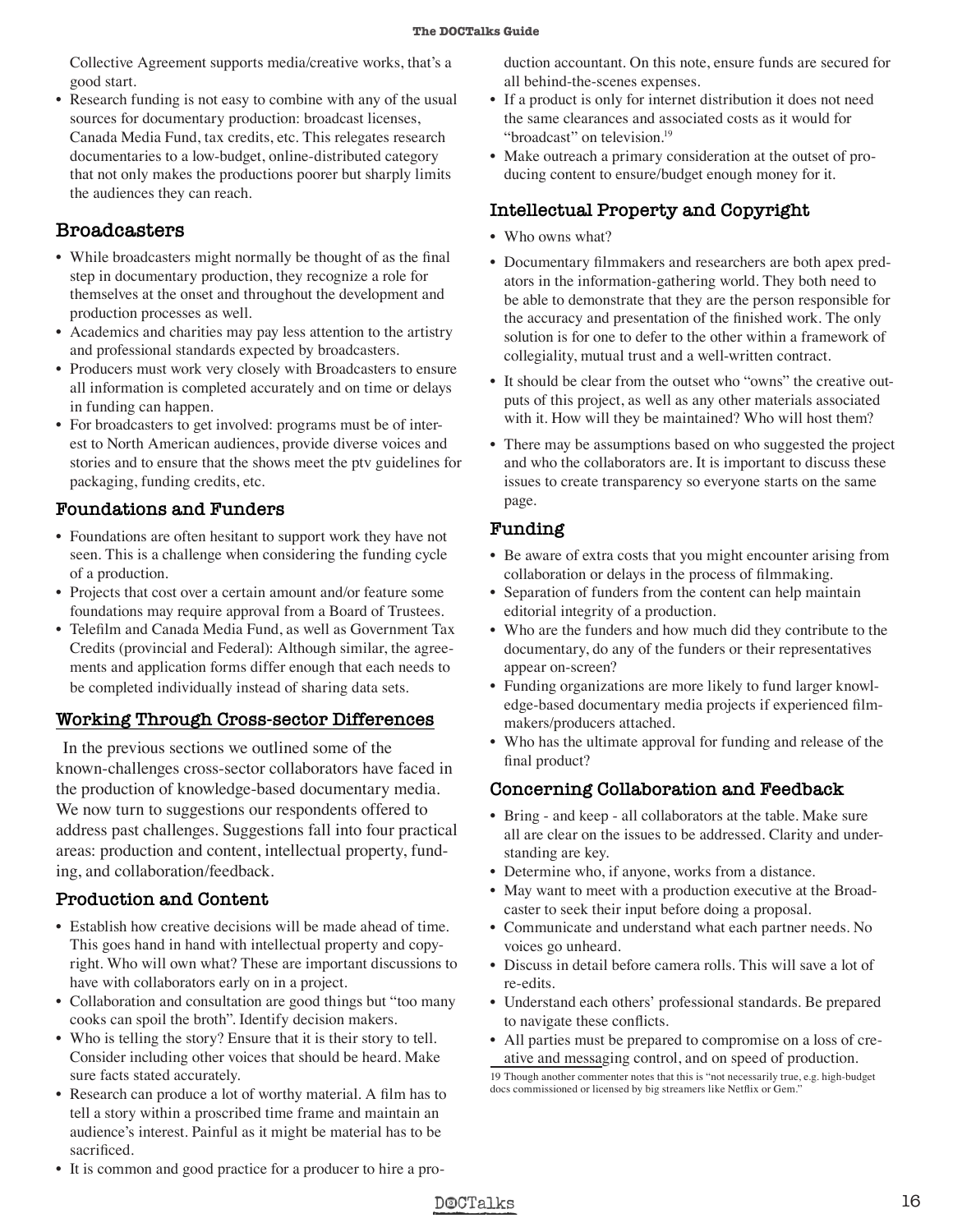Collective Agreement supports media/creative works, that's a good start.

- Research funding is not easy to combine with any of the usual sources for documentary production: broadcast licenses, Canada Media Fund, tax credits, etc. This relegates research documentaries to a low-budget, online-distributed category that not only makes the productions poorer but sharply limits the audiences they can reach.

## Broadcasters

- While broadcasters might normally be thought of as the final step in documentary production, they recognize a role for themselves at the onset and throughout the development and production processes as well.
- Academics and charities may pay less attention to the artistry and professional standards expected by broadcasters.
- Producers must work very closely with Broadcasters to ensure all information is completed accurately and on time or delays in funding can happen.
- For broadcasters to get involved: programs must be of interest to North American audiences, provide diverse voices and stories and to ensure that the shows meet the ptv guidelines for packaging, funding credits, etc.

## Foundations and Funders

- Foundations are often hesitant to support work they have not seen. This is a challenge when considering the funding cycle of a production.
- Projects that cost over a certain amount and/or feature some foundations may require approval from a Board of Trustees.
- Telefilm and Canada Media Fund, as well as Government Tax Credits (provincial and Federal): Although similar, the agreements and application forms differ enough that each needs to be completed individually instead of sharing data sets.

## Working Through Cross-sector Differences

In the previous sections we outlined some of the known-challenges cross-sector collaborators have faced in the production of knowledge-based documentary media. We now turn to suggestions our respondents offered to address past challenges. Suggestions fall into four practical areas: production and content, intellectual property, funding, and collaboration/feedback.

## Production and Content

- Establish how creative decisions will be made ahead of time. This goes hand in hand with intellectual property and copyright. Who will own what? These are important discussions to have with collaborators early on in a project.
- Collaboration and consultation are good things but "too many cooks can spoil the broth". Identify decision makers.
- Who is telling the story? Ensure that it is their story to tell. Consider including other voices that should be heard. Make sure facts stated accurately.
- Research can produce a lot of worthy material. A film has to tell a story within a proscribed time frame and maintain an audience's interest. Painful as it might be material has to be sacrificed.
- It is common and good practice for a producer to hire a production accountant. On this note, ensure funds are secured for all behind-the-scenes expenses.
- If a product is only for internet distribution it does not need the same clearances and associated costs as it would for "broadcast" on television.[19]
- Make outreach a primary consideration at the outset of producing content to ensure/budget enough money for it.

## Intellectual Property and Copyright

- Who owns what?
- Documentary filmmakers and researchers are both apex predators in the information-gathering world. They both need to be able to demonstrate that they are the person responsible for the accuracy and presentation of the finished work. The only solution is for one to defer to the other within a framework of collegiality, mutual trust and a well-written contract.
- It should be clear from the outset who "owns" the creative outputs of this project, as well as any other materials associated with it. How will they be maintained? Who will host them?
- There may be assumptions based on who suggested the project and who the collaborators are. It is important to discuss these issues to create transparency so everyone starts on the same page.

## Funding

- Be aware of extra costs that you might encounter arising from collaboration or delays in the process of filmmaking.
- Separation of funders from the content can help maintain editorial integrity of a production.
- Who are the funders and how much did they contribute to the documentary, do any of the funders or their representatives appear on-screen?
- Funding organizations are more likely to fund larger knowledge-based documentary media projects if experienced filmmakers/producers attached.
- Who has the ultimate approval for funding and release of the final product?

## Concerning Collaboration and Feedback

- Bring - and keep - all collaborators at the table. Make sure all are clear on the issues to be addressed. Clarity and understanding are key.
- Determine who, if anyone, works from a distance.
- May want to meet with a production executive at the Broadcaster to seek their input before doing a proposal.
- Communicate and understand what each partner needs. No voices go unheard.
- Discuss in detail before camera rolls. This will save a lot of re-edits.
- Understand each others' professional standards. Be prepared to navigate these conflicts.
- All parties must be prepared to compromise on a loss of creative and messaging control, and on speed of production.

19 Though another commenter notes that this is "not necessarily true, e.g. high-budget docs commissioned or licensed by big streamers like Netflix or Gem."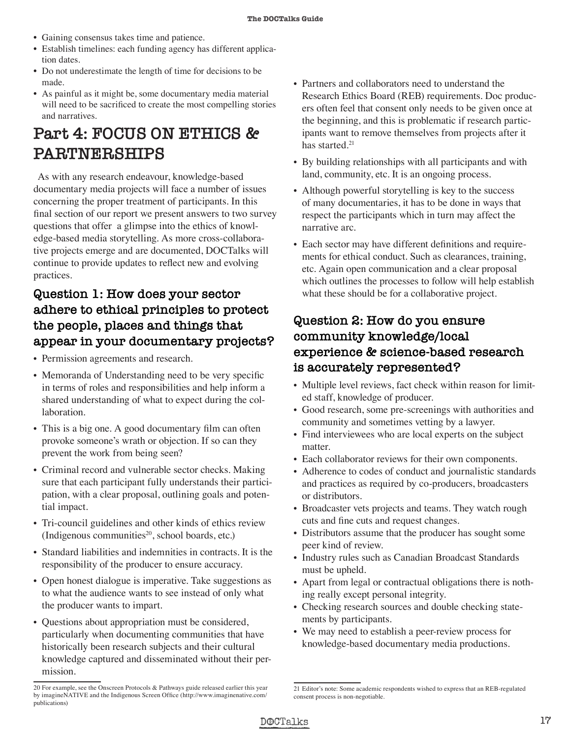- Gaining consensus takes time and patience.
- Establish timelines: each funding agency has different application dates.
- Do not underestimate the length of time for decisions to be made.
- As painful as it might be, some documentary media material will need to be sacrificed to create the most compelling stories and narratives.

# Part 4: FOCUS ON ETHICS & PARTNERSHIPS

As with any research endeavour, knowledge-based documentary media projects will face a number of issues concerning the proper treatment of participants. In this final section of our report we present answers to two survey questions that offer a glimpse into the ethics of knowledge-based media storytelling. As more cross-collaborative projects emerge and are documented, DOCTalks will continue to provide updates to reflect new and evolving practices.

## Question 1: How does your sector adhere to ethical principles to protect the people, places and things that appear in your documentary projects?

- Permission agreements and research.
- Memoranda of Understanding need to be very specific in terms of roles and responsibilities and help inform a shared understanding of what to expect during the collaboration.
- This is a big one. A good documentary film can often provoke someone's wrath or objection. If so can they prevent the work from being seen?
- Criminal record and vulnerable sector checks. Making sure that each participant fully understands their participation, with a clear proposal, outlining goals and potential impact.
- Tri-council guidelines and other kinds of ethics review (Indigenous communities[20], school boards, etc.)
- Standard liabilities and indemnities in contracts. It is the responsibility of the producer to ensure accuracy.
- Open honest dialogue is imperative. Take suggestions as to what the audience wants to see instead of only what the producer wants to impart.
- Questions about appropriation must be considered, particularly when documenting communities that have historically been research subjects and their cultural knowledge captured and disseminated without their permission.
- Partners and collaborators need to understand the Research Ethics Board (REB) requirements. Doc producers often feel that consent only needs to be given once at the beginning, and this is problematic if research participants want to remove themselves from projects after it has started.[21]
- By building relationships with all participants and with land, community, etc. It is an ongoing process.
- Although powerful storytelling is key to the success of many documentaries, it has to be done in ways that respect the participants which in turn may affect the narrative arc.
- Each sector may have different definitions and requirements for ethical conduct. Such as clearances, training, etc. Again open communication and a clear proposal which outlines the processes to follow will help establish what these should be for a collaborative project.

## Question 2: How do you ensure community knowledge/local experience & science-based research is accurately represented?

- Multiple level reviews, fact check within reason for limited staff, knowledge of producer.
- Good research, some pre-screenings with authorities and community and sometimes vetting by a lawyer.
- Find interviewees who are local experts on the subject matter.
- Each collaborator reviews for their own components.
- Adherence to codes of conduct and journalistic standards and practices as required by co-producers, broadcasters or distributors.
- Broadcaster vets projects and teams. They watch rough cuts and fine cuts and request changes.
- Distributors assume that the producer has sought some peer kind of review.
- Industry rules such as Canadian Broadcast Standards must be upheld.
- Apart from legal or contractual obligations there is nothing really except personal integrity.
- Checking research sources and double checking statements by participants.
- We may need to establish a peer-review process for knowledge-based documentary media productions.

---

20 For example, see the Onscreen Protocols & Pathways guide released earlier this year by imagineNATIVE and the Indigenous Screen Office (http://www.imaginenative.com/publications)

21 Editor's note: Some academic respondents wished to express that an REB-regulated consent process is non-negotiable.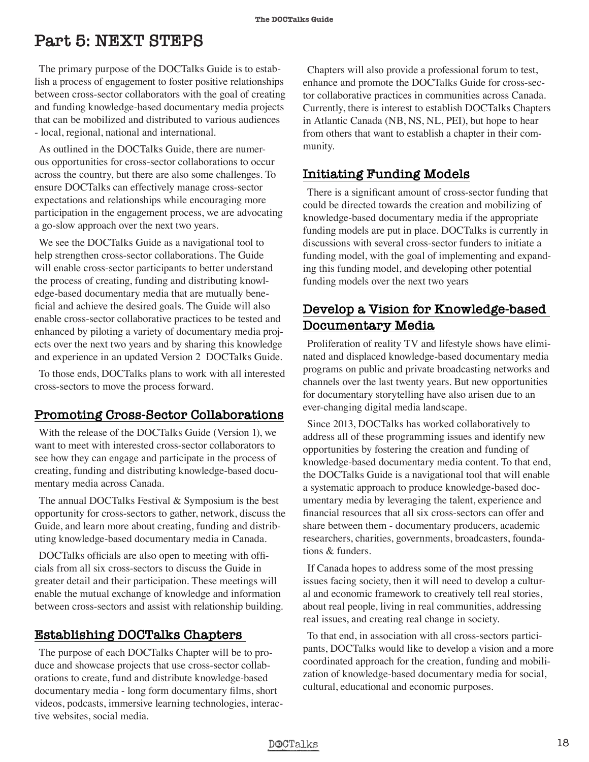# Part 5: NEXT STEPS

The primary purpose of the DOCTalks Guide is to establish a process of engagement to foster positive relationships between cross-sector collaborators with the goal of creating and funding knowledge-based documentary media projects that can be mobilized and distributed to various audiences - local, regional, national and international.

As outlined in the DOCTalks Guide, there are numerous opportunities for cross-sector collaborations to occur across the country, but there are also some challenges. To ensure DOCTalks can effectively manage cross-sector expectations and relationships while encouraging more participation in the engagement process, we are advocating a go-slow approach over the next two years.

We see the DOCTalks Guide as a navigational tool to help strengthen cross-sector collaborations. The Guide will enable cross-sector participants to better understand the process of creating, funding and distributing knowledge-based documentary media that are mutually beneficial and achieve the desired goals. The Guide will also enable cross-sector collaborative practices to be tested and enhanced by piloting a variety of documentary media projects over the next two years and by sharing this knowledge and experience in an updated Version 2 DOCTalks Guide.

To those ends, DOCTalks plans to work with all interested cross-sectors to move the process forward.

## Promoting Cross-Sector Collaborations

With the release of the DOCTalks Guide (Version 1), we want to meet with interested cross-sector collaborators to see how they can engage and participate in the process of creating, funding and distributing knowledge-based documentary media across Canada.

The annual DOCTalks Festival & Symposium is the best opportunity for cross-sectors to gather, network, discuss the Guide, and learn more about creating, funding and distributing knowledge-based documentary media in Canada.

DOCTalks officials are also open to meeting with officials from all six cross-sectors to discuss the Guide in greater detail and their participation. These meetings will enable the mutual exchange of knowledge and information between cross-sectors and assist with relationship building.

## Establishing DOCTalks Chapters

The purpose of each DOCTalks Chapter will be to produce and showcase projects that use cross-sector collaborations to create, fund and distribute knowledge-based documentary media - long form documentary films, short videos, podcasts, immersive learning technologies, interactive websites, social media.

Chapters will also provide a professional forum to test, enhance and promote the DOCTalks Guide for cross-sector collaborative practices in communities across Canada. Currently, there is interest to establish DOCTalks Chapters in Atlantic Canada (NB, NS, NL, PEI), but hope to hear from others that want to establish a chapter in their community.

## Initiating Funding Models

There is a significant amount of cross-sector funding that could be directed towards the creation and mobilizing of knowledge-based documentary media if the appropriate funding models are put in place. DOCTalks is currently in discussions with several cross-sector funders to initiate a funding model, with the goal of implementing and expanding this funding model, and developing other potential funding models over the next two years

## Develop a Vision for Knowledge-based Documentary Media

Proliferation of reality TV and lifestyle shows have eliminated and displaced knowledge-based documentary media programs on public and private broadcasting networks and channels over the last twenty years. But new opportunities for documentary storytelling have also arisen due to an ever-changing digital media landscape.

Since 2013, DOCTalks has worked collaboratively to address all of these programming issues and identify new opportunities by fostering the creation and funding of knowledge-based documentary media content. To that end, the DOCTalks Guide is a navigational tool that will enable a systematic approach to produce knowledge-based documentary media by leveraging the talent, experience and financial resources that all six cross-sectors can offer and share between them - documentary producers, academic researchers, charities, governments, broadcasters, foundations & funders.

If Canada hopes to address some of the most pressing issues facing society, then it will need to develop a cultural and economic framework to creatively tell real stories, about real people, living in real communities, addressing real issues, and creating real change in society.

To that end, in association with all cross-sectors participants, DOCTalks would like to develop a vision and a more coordinated approach for the creation, funding and mobilization of knowledge-based documentary media for social, cultural, educational and economic purposes.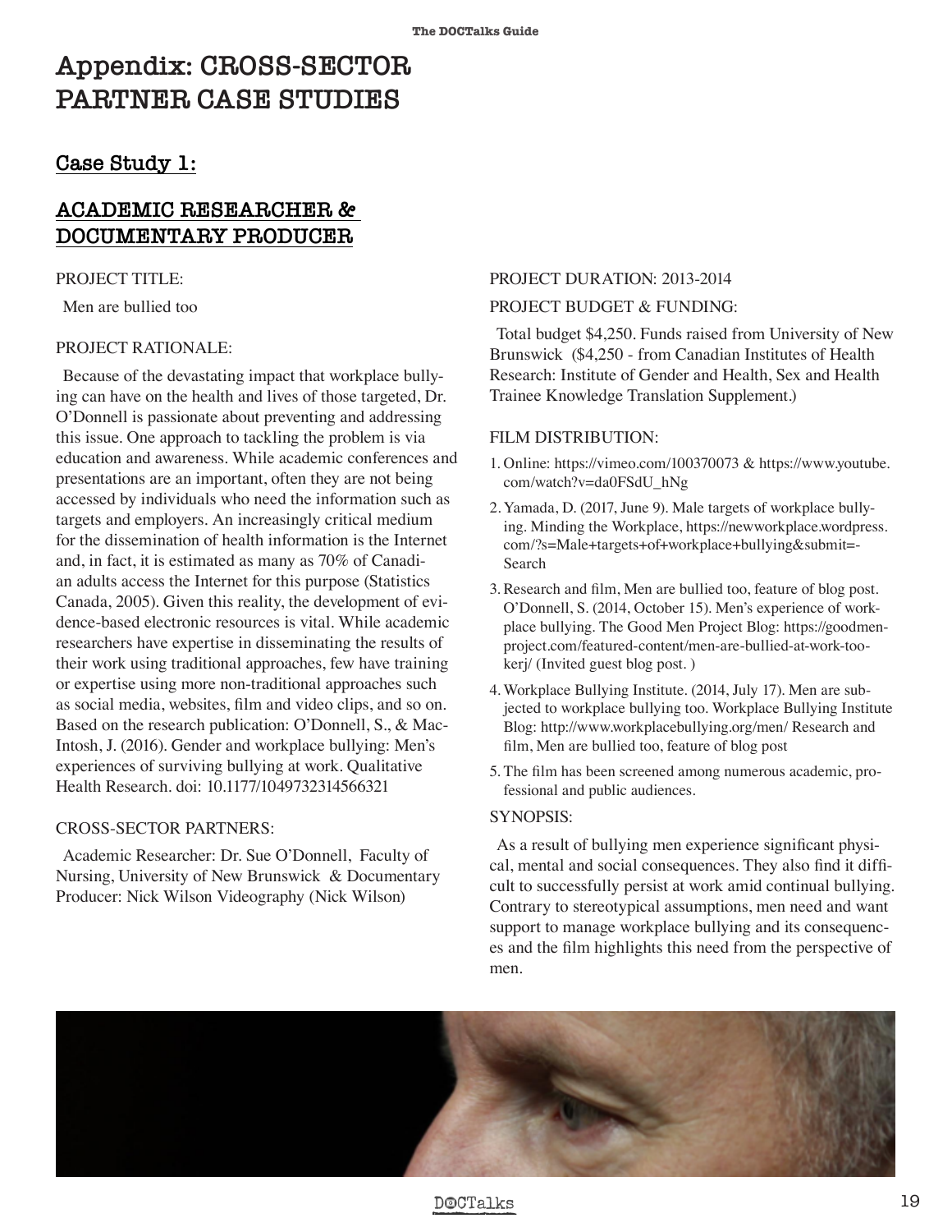# Appendix: CROSS-SECTOR PARTNER CASE STUDIES

## Case Study 1:

## ACADEMIC RESEARCHER & DOCUMENTARY PRODUCER

PROJECT TITLE:

Men are bullied too

PROJECT RATIONALE:

Because of the devastating impact that workplace bullying can have on the health and lives of those targeted, Dr. O'Donnell is passionate about preventing and addressing this issue. One approach to tackling the problem is via education and awareness. While academic conferences and presentations are an important, often they are not being accessed by individuals who need the information such as targets and employers. An increasingly critical medium for the dissemination of health information is the Internet and, in fact, it is estimated as many as 70% of Canadian adults access the Internet for this purpose (Statistics Canada, 2005). Given this reality, the development of evidence-based electronic resources is vital. While academic researchers have expertise in disseminating the results of their work using traditional approaches, few have training or expertise using more non-traditional approaches such as social media, websites, film and video clips, and so on. Based on the research publication: O'Donnell, S., & MacIntosh, J. (2016). Gender and workplace bullying: Men's experiences of surviving bullying at work. Qualitative Health Research. doi: 10.1177/1049732314566321

CROSS-SECTOR PARTNERS:

Academic Researcher: Dr. Sue O'Donnell, Faculty of Nursing, University of New Brunswick & Documentary Producer: Nick Wilson Videography (Nick Wilson)

PROJECT DURATION: 2013-2014

PROJECT BUDGET & FUNDING:

Total budget $4,250. Funds raised from University of New Brunswick ($4,250 - from Canadian Institutes of Health Research: Institute of Gender and Health, Sex and Health Trainee Knowledge Translation Supplement.)

FILM DISTRIBUTION:

1. Online: https://vimeo.com/100370073 & https://www.youtube.com/watch?v=da0FSdU_hNg
2. Yamada, D. (2017, June 9). Male targets of workplace bullying. Minding the Workplace, https://newworkplace.wordpress.com/?s=Male+targets+of+workplace+bullying&submit=Search
3. Research and film, Men are bullied too, feature of blog post. O'Donnell, S. (2014, October 15). Men's experience of workplace bullying. The Good Men Project Blog: https://goodmenproject.com/featured-content/men-are-bullied-at-work-too-kerj/ (Invited guest blog post. )
4. Workplace Bullying Institute. (2014, July 17). Men are subjected to workplace bullying too. Workplace Bullying Institute Blog: http://www.workplacebullying.org/men/ Research and film, Men are bullied too, feature of blog post
5. The film has been screened among numerous academic, professional and public audiences.

SYNOPSIS:

As a result of bullying men experience significant physical, mental and social consequences. They also find it difficult to successfully persist at work amid continual bullying. Contrary to stereotypical assumptions, men need and want support to manage workplace bullying and its consequences and the film highlights this need from the perspective of men.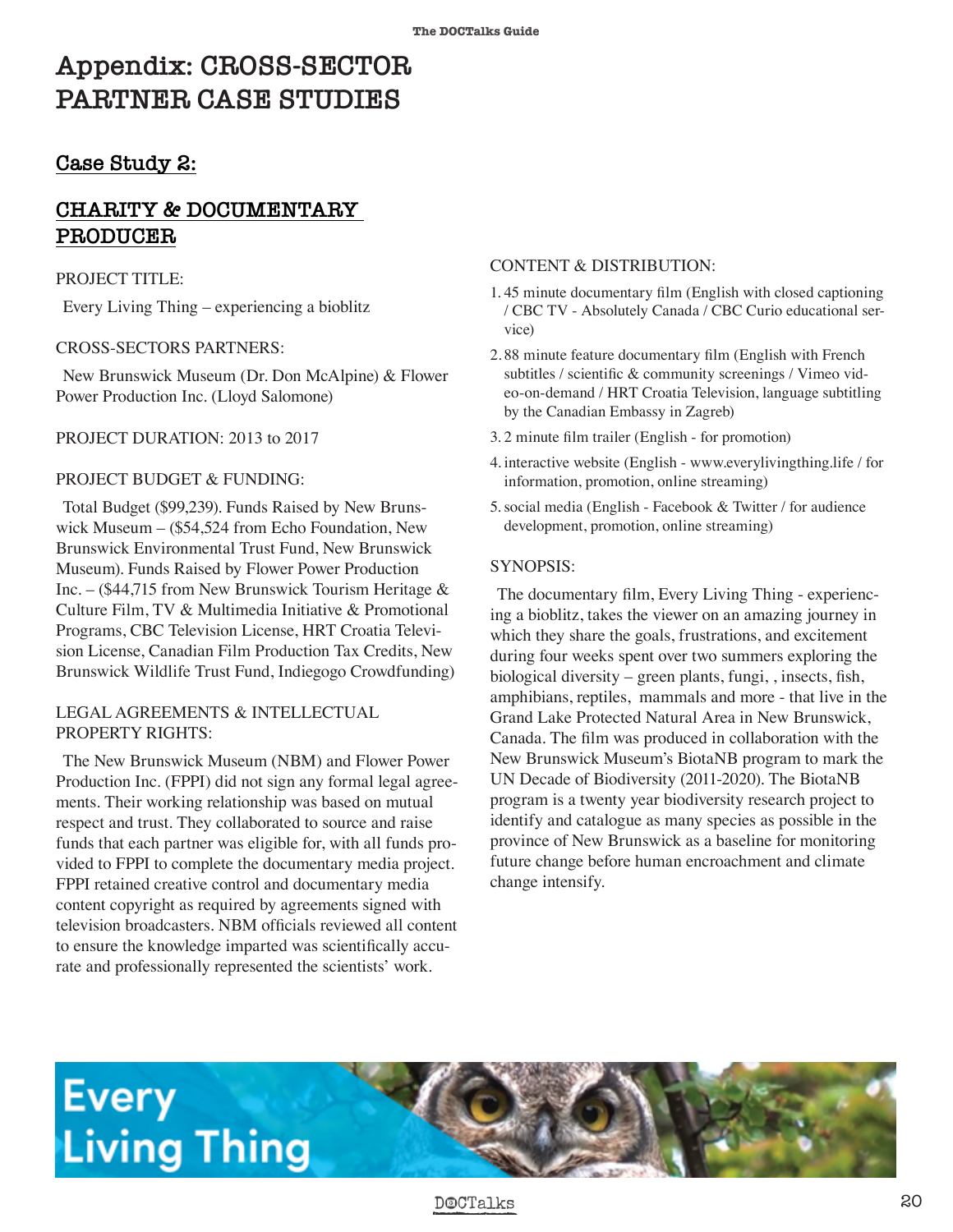# Appendix: CROSS-SECTOR PARTNER CASE STUDIES

## Case Study 2:

## CHARITY & DOCUMENTARY PRODUCER

PROJECT TITLE:

Every Living Thing – experiencing a bioblitz

CROSS-SECTORS PARTNERS:

New Brunswick Museum (Dr. Don McAlpine) & Flower Power Production Inc. (Lloyd Salomone)

PROJECT DURATION: 2013 to 2017

PROJECT BUDGET & FUNDING:

Total Budget ($99,239). Funds Raised by New Brunswick Museum – ($54,524 from Echo Foundation, New Brunswick Environmental Trust Fund, New Brunswick Museum). Funds Raised by Flower Power Production Inc. – ($44,715 from New Brunswick Tourism Heritage & Culture Film, TV & Multimedia Initiative & Promotional Programs, CBC Television License, HRT Croatia Television License, Canadian Film Production Tax Credits, New Brunswick Wildlife Trust Fund, Indiegogo Crowdfunding)

LEGAL AGREEMENTS & INTELLECTUAL PROPERTY RIGHTS:

The New Brunswick Museum (NBM) and Flower Power Production Inc. (FPPI) did not sign any formal legal agreements. Their working relationship was based on mutual respect and trust. They collaborated to source and raise funds that each partner was eligible for, with all funds provided to FPPI to complete the documentary media project. FPPI retained creative control and documentary media content copyright as required by agreements signed with television broadcasters. NBM officials reviewed all content to ensure the knowledge imparted was scientifically accurate and professionally represented the scientists' work.

CONTENT & DISTRIBUTION:

1. 45 minute documentary film (English with closed captioning / CBC TV - Absolutely Canada / CBC Curio educational service)
2. 88 minute feature documentary film (English with French subtitles / scientific & community screenings / Vimeo video-on-demand / HRT Croatia Television, language subtitling by the Canadian Embassy in Zagreb)
3. 2 minute film trailer (English - for promotion)
4. interactive website (English - www.everylivingthing.life / for information, promotion, online streaming)
5. social media (English - Facebook & Twitter / for audience development, promotion, online streaming)

SYNOPSIS:

The documentary film, Every Living Thing - experiencing a bioblitz, takes the viewer on an amazing journey in which they share the goals, frustrations, and excitement during four weeks spent over two summers exploring the biological diversity – green plants, fungi, , insects, fish, amphibians, reptiles, mammals and more - that live in the Grand Lake Protected Natural Area in New Brunswick, Canada. The film was produced in collaboration with the New Brunswick Museum's BiotaNB program to mark the UN Decade of Biodiversity (2011-2020). The BiotaNB program is a twenty year biodiversity research project to identify and catalogue as many species as possible in the province of New Brunswick as a baseline for monitoring future change before human encroachment and climate change intensify.

Every Living Thing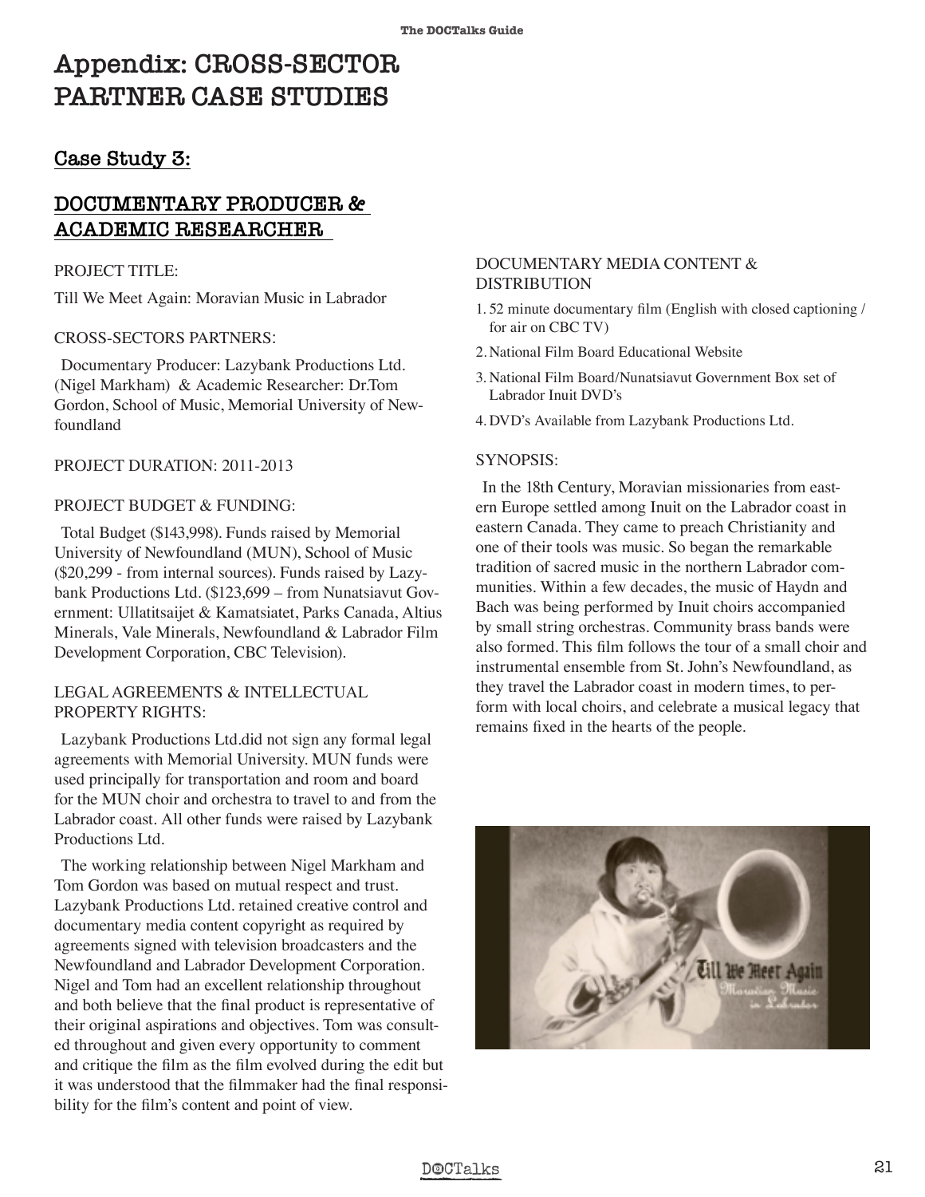# Appendix: CROSS-SECTOR PARTNER CASE STUDIES

## Case Study 3:

## DOCUMENTARY PRODUCER & ACADEMIC RESEARCHER

PROJECT TITLE:

Till We Meet Again: Moravian Music in Labrador

CROSS-SECTORS PARTNERS:

Documentary Producer: Lazybank Productions Ltd. (Nigel Markham) & Academic Researcher: Dr.Tom Gordon, School of Music, Memorial University of Newfoundland

PROJECT DURATION: 2011-2013

PROJECT BUDGET & FUNDING:

Total Budget ($143,998). Funds raised by Memorial University of Newfoundland (MUN), School of Music ($20,299 - from internal sources). Funds raised by Lazybank Productions Ltd. ($123,699 – from Nunatsiavut Government: Ullatitsaijet & Kamatsiatet, Parks Canada, Altius Minerals, Vale Minerals, Newfoundland & Labrador Film Development Corporation, CBC Television).

LEGAL AGREEMENTS & INTELLECTUAL PROPERTY RIGHTS:

Lazybank Productions Ltd.did not sign any formal legal agreements with Memorial University. MUN funds were used principally for transportation and room and board for the MUN choir and orchestra to travel to and from the Labrador coast. All other funds were raised by Lazybank Productions Ltd.

The working relationship between Nigel Markham and Tom Gordon was based on mutual respect and trust. Lazybank Productions Ltd. retained creative control and documentary media content copyright as required by agreements signed with television broadcasters and the Newfoundland and Labrador Development Corporation. Nigel and Tom had an excellent relationship throughout and both believe that the final product is representative of their original aspirations and objectives. Tom was consulted throughout and given every opportunity to comment and critique the film as the film evolved during the edit but it was understood that the filmmaker had the final responsibility for the film's content and point of view.

DOCUMENTARY MEDIA CONTENT & DISTRIBUTION

1. 52 minute documentary film (English with closed captioning / for air on CBC TV)
2. National Film Board Educational Website
3. National Film Board/Nunatsiavut Government Box set of Labrador Inuit DVD's
4. DVD's Available from Lazybank Productions Ltd.

SYNOPSIS:

In the 18th Century, Moravian missionaries from eastern Europe settled among Inuit on the Labrador coast in eastern Canada. They came to preach Christianity and one of their tools was music. So began the remarkable tradition of sacred music in the northern Labrador communities. Within a few decades, the music of Haydn and Bach was being performed by Inuit choirs accompanied by small string orchestras. Community brass bands were also formed. This film follows the tour of a small choir and instrumental ensemble from St. John's Newfoundland, as they travel the Labrador coast in modern times, to perform with local choirs, and celebrate a musical legacy that remains fixed in the hearts of the people.